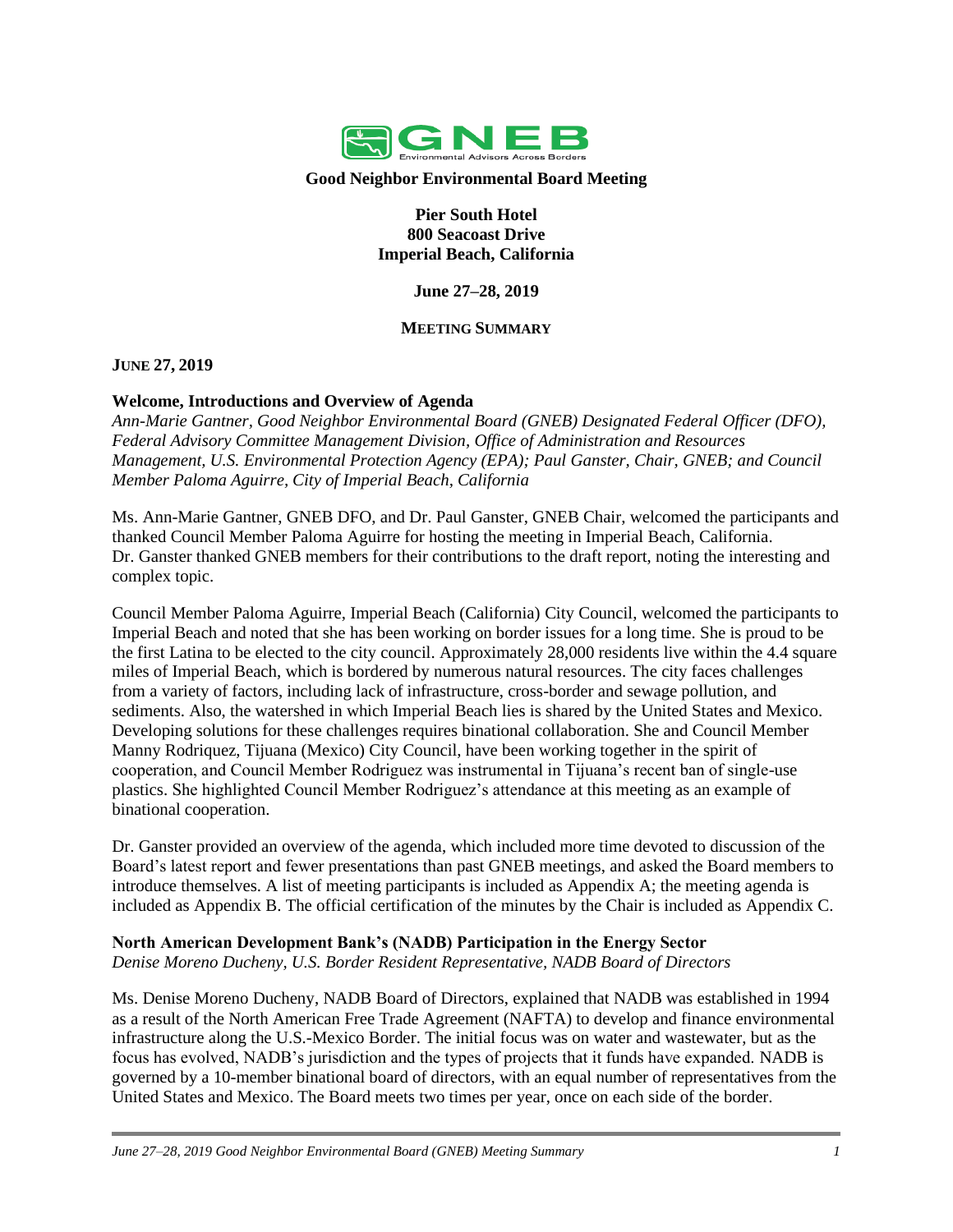**Good Neighbor Environmental Board Meeting**

**Pier South Hotel**
**800 Seacoast Drive**
**Imperial Beach, California**

**June 27–28, 2019**

**MEETING SUMMARY**

## JUNE 27, 2019

### Welcome, Introductions and Overview of Agenda

*Ann-Marie Gantner, Good Neighbor Environmental Board (GNEB) Designated Federal Officer (DFO), Federal Advisory Committee Management Division, Office of Administration and Resources Management, U.S. Environmental Protection Agency (EPA); Paul Ganster, Chair, GNEB; and Council Member Paloma Aguirre, City of Imperial Beach, California*

Ms. Ann-Marie Gantner, GNEB DFO, and Dr. Paul Ganster, GNEB Chair, welcomed the participants and thanked Council Member Paloma Aguirre for hosting the meeting in Imperial Beach, California. Dr. Ganster thanked GNEB members for their contributions to the draft report, noting the interesting and complex topic.

Council Member Paloma Aguirre, Imperial Beach (California) City Council, welcomed the participants to Imperial Beach and noted that she has been working on border issues for a long time. She is proud to be the first Latina to be elected to the city council. Approximately 28,000 residents live within the 4.4 square miles of Imperial Beach, which is bordered by numerous natural resources. The city faces challenges from a variety of factors, including lack of infrastructure, cross-border and sewage pollution, and sediments. Also, the watershed in which Imperial Beach lies is shared by the United States and Mexico. Developing solutions for these challenges requires binational collaboration. She and Council Member Manny Rodriquez, Tijuana (Mexico) City Council, have been working together in the spirit of cooperation, and Council Member Rodriguez was instrumental in Tijuana's recent ban of single-use plastics. She highlighted Council Member Rodriguez's attendance at this meeting as an example of binational cooperation.

Dr. Ganster provided an overview of the agenda, which included more time devoted to discussion of the Board's latest report and fewer presentations than past GNEB meetings, and asked the Board members to introduce themselves. A list of meeting participants is included as Appendix A; the meeting agenda is included as Appendix B. The official certification of the minutes by the Chair is included as Appendix C.

### North American Development Bank's (NADB) Participation in the Energy Sector

*Denise Moreno Ducheny, U.S. Border Resident Representative, NADB Board of Directors*

Ms. Denise Moreno Ducheny, NADB Board of Directors, explained that NADB was established in 1994 as a result of the North American Free Trade Agreement (NAFTA) to develop and finance environmental infrastructure along the U.S.-Mexico Border. The initial focus was on water and wastewater, but as the focus has evolved, NADB's jurisdiction and the types of projects that it funds have expanded. NADB is governed by a 10-member binational board of directors, with an equal number of representatives from the United States and Mexico. The Board meets two times per year, once on each side of the border.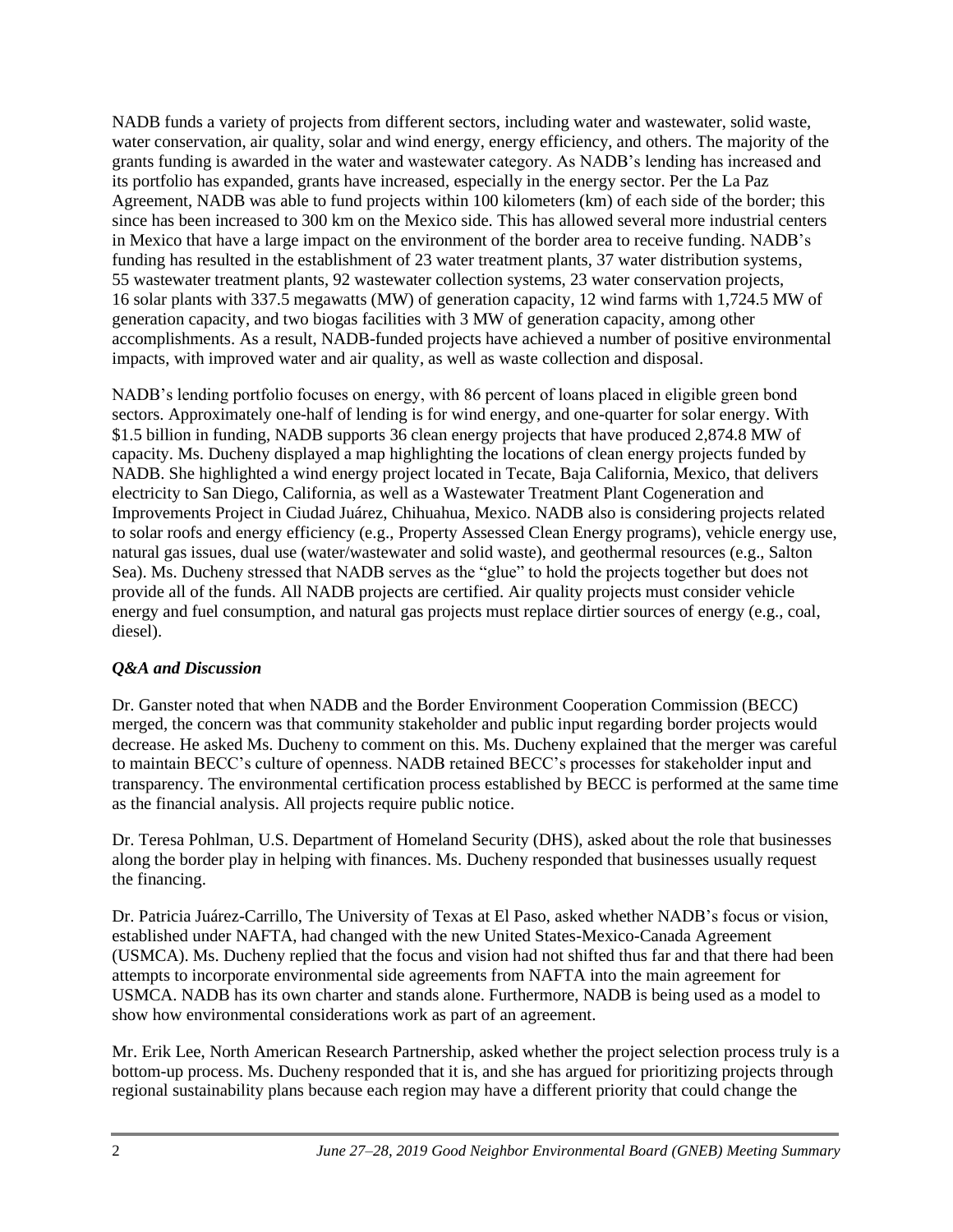NADB funds a variety of projects from different sectors, including water and wastewater, solid waste, water conservation, air quality, solar and wind energy, energy efficiency, and others. The majority of the grants funding is awarded in the water and wastewater category. As NADB's lending has increased and its portfolio has expanded, grants have increased, especially in the energy sector. Per the La Paz Agreement, NADB was able to fund projects within 100 kilometers (km) of each side of the border; this since has been increased to 300 km on the Mexico side. This has allowed several more industrial centers in Mexico that have a large impact on the environment of the border area to receive funding. NADB's funding has resulted in the establishment of 23 water treatment plants, 37 water distribution systems, 55 wastewater treatment plants, 92 wastewater collection systems, 23 water conservation projects, 16 solar plants with 337.5 megawatts (MW) of generation capacity, 12 wind farms with 1,724.5 MW of generation capacity, and two biogas facilities with 3 MW of generation capacity, among other accomplishments. As a result, NADB-funded projects have achieved a number of positive environmental impacts, with improved water and air quality, as well as waste collection and disposal.

NADB's lending portfolio focuses on energy, with 86 percent of loans placed in eligible green bond sectors. Approximately one-half of lending is for wind energy, and one-quarter for solar energy. With $1.5 billion in funding, NADB supports 36 clean energy projects that have produced 2,874.8 MW of capacity. Ms. Ducheny displayed a map highlighting the locations of clean energy projects funded by NADB. She highlighted a wind energy project located in Tecate, Baja California, Mexico, that delivers electricity to San Diego, California, as well as a Wastewater Treatment Plant Cogeneration and Improvements Project in Ciudad Juárez, Chihuahua, Mexico. NADB also is considering projects related to solar roofs and energy efficiency (e.g., Property Assessed Clean Energy programs), vehicle energy use, natural gas issues, dual use (water/wastewater and solid waste), and geothermal resources (e.g., Salton Sea). Ms. Ducheny stressed that NADB serves as the "glue" to hold the projects together but does not provide all of the funds. All NADB projects are certified. Air quality projects must consider vehicle energy and fuel consumption, and natural gas projects must replace dirtier sources of energy (e.g., coal, diesel).

***Q&A and Discussion***

Dr. Ganster noted that when NADB and the Border Environment Cooperation Commission (BECC) merged, the concern was that community stakeholder and public input regarding border projects would decrease. He asked Ms. Ducheny to comment on this. Ms. Ducheny explained that the merger was careful to maintain BECC's culture of openness. NADB retained BECC's processes for stakeholder input and transparency. The environmental certification process established by BECC is performed at the same time as the financial analysis. All projects require public notice.

Dr. Teresa Pohlman, U.S. Department of Homeland Security (DHS), asked about the role that businesses along the border play in helping with finances. Ms. Ducheny responded that businesses usually request the financing.

Dr. Patricia Juárez-Carrillo, The University of Texas at El Paso, asked whether NADB's focus or vision, established under NAFTA, had changed with the new United States-Mexico-Canada Agreement (USMCA). Ms. Ducheny replied that the focus and vision had not shifted thus far and that there had been attempts to incorporate environmental side agreements from NAFTA into the main agreement for USMCA. NADB has its own charter and stands alone. Furthermore, NADB is being used as a model to show how environmental considerations work as part of an agreement.

Mr. Erik Lee, North American Research Partnership, asked whether the project selection process truly is a bottom-up process. Ms. Ducheny responded that it is, and she has argued for prioritizing projects through regional sustainability plans because each region may have a different priority that could change the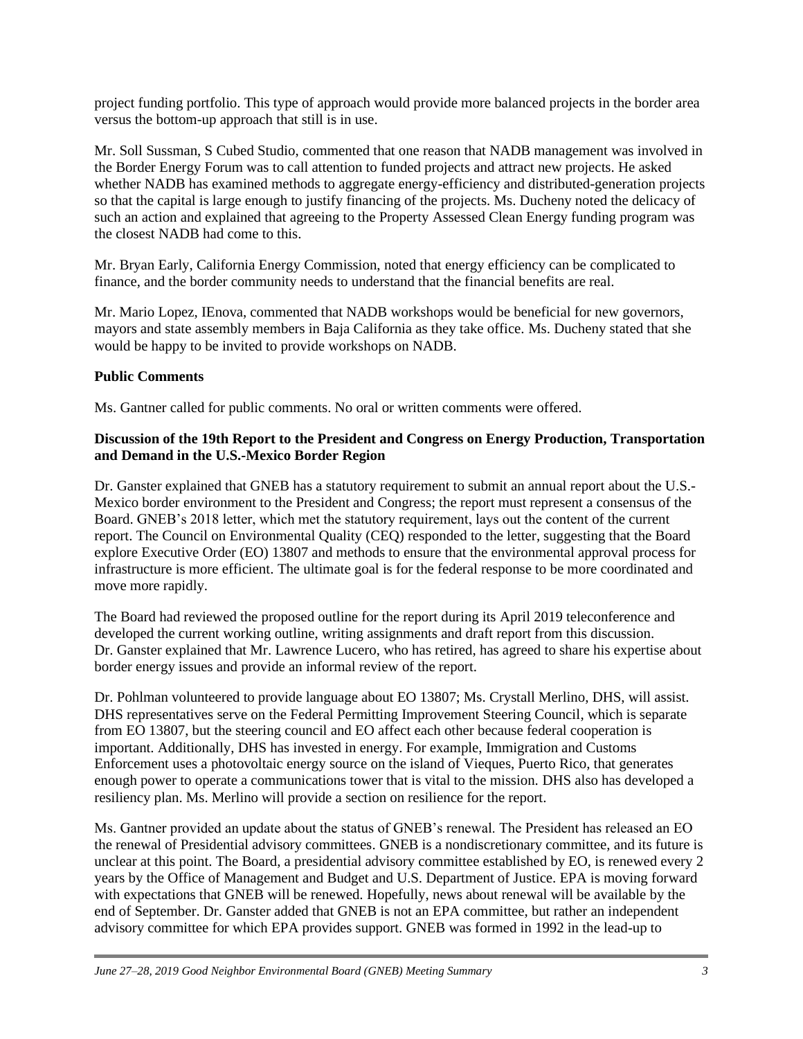project funding portfolio. This type of approach would provide more balanced projects in the border area versus the bottom-up approach that still is in use.

Mr. Soll Sussman, S Cubed Studio, commented that one reason that NADB management was involved in the Border Energy Forum was to call attention to funded projects and attract new projects. He asked whether NADB has examined methods to aggregate energy-efficiency and distributed-generation projects so that the capital is large enough to justify financing of the projects. Ms. Ducheny noted the delicacy of such an action and explained that agreeing to the Property Assessed Clean Energy funding program was the closest NADB had come to this.

Mr. Bryan Early, California Energy Commission, noted that energy efficiency can be complicated to finance, and the border community needs to understand that the financial benefits are real.

Mr. Mario Lopez, IEnova, commented that NADB workshops would be beneficial for new governors, mayors and state assembly members in Baja California as they take office. Ms. Ducheny stated that she would be happy to be invited to provide workshops on NADB.

**Public Comments**

Ms. Gantner called for public comments. No oral or written comments were offered.

**Discussion of the 19th Report to the President and Congress on Energy Production, Transportation and Demand in the U.S.-Mexico Border Region**

Dr. Ganster explained that GNEB has a statutory requirement to submit an annual report about the U.S.-Mexico border environment to the President and Congress; the report must represent a consensus of the Board. GNEB's 2018 letter, which met the statutory requirement, lays out the content of the current report. The Council on Environmental Quality (CEQ) responded to the letter, suggesting that the Board explore Executive Order (EO) 13807 and methods to ensure that the environmental approval process for infrastructure is more efficient. The ultimate goal is for the federal response to be more coordinated and move more rapidly.

The Board had reviewed the proposed outline for the report during its April 2019 teleconference and developed the current working outline, writing assignments and draft report from this discussion. Dr. Ganster explained that Mr. Lawrence Lucero, who has retired, has agreed to share his expertise about border energy issues and provide an informal review of the report.

Dr. Pohlman volunteered to provide language about EO 13807; Ms. Crystall Merlino, DHS, will assist. DHS representatives serve on the Federal Permitting Improvement Steering Council, which is separate from EO 13807, but the steering council and EO affect each other because federal cooperation is important. Additionally, DHS has invested in energy. For example, Immigration and Customs Enforcement uses a photovoltaic energy source on the island of Vieques, Puerto Rico, that generates enough power to operate a communications tower that is vital to the mission. DHS also has developed a resiliency plan. Ms. Merlino will provide a section on resilience for the report.

Ms. Gantner provided an update about the status of GNEB's renewal. The President has released an EO the renewal of Presidential advisory committees. GNEB is a nondiscretionary committee, and its future is unclear at this point. The Board, a presidential advisory committee established by EO, is renewed every 2 years by the Office of Management and Budget and U.S. Department of Justice. EPA is moving forward with expectations that GNEB will be renewed. Hopefully, news about renewal will be available by the end of September. Dr. Ganster added that GNEB is not an EPA committee, but rather an independent advisory committee for which EPA provides support. GNEB was formed in 1992 in the lead-up to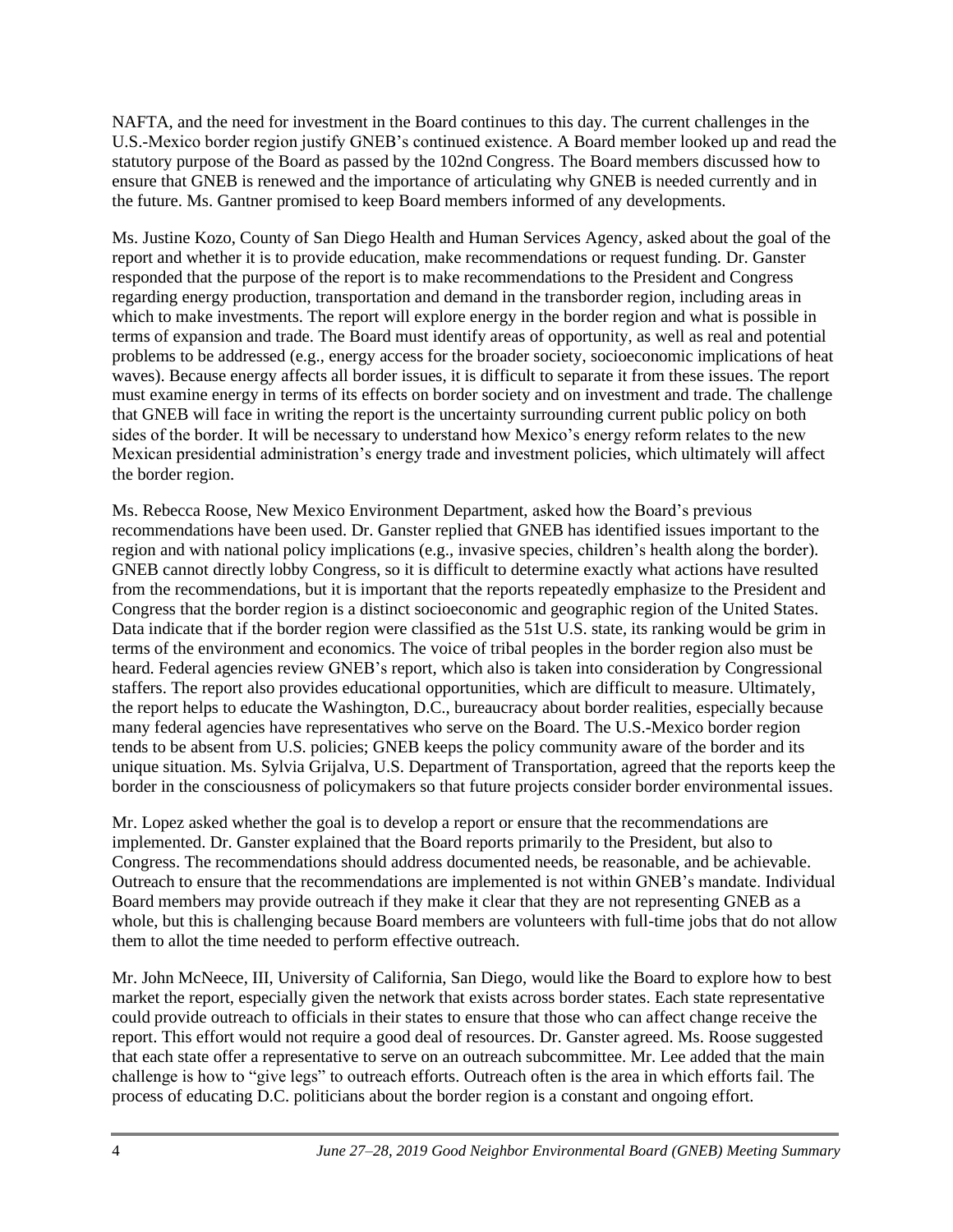NAFTA, and the need for investment in the Board continues to this day. The current challenges in the U.S.-Mexico border region justify GNEB's continued existence. A Board member looked up and read the statutory purpose of the Board as passed by the 102nd Congress. The Board members discussed how to ensure that GNEB is renewed and the importance of articulating why GNEB is needed currently and in the future. Ms. Gantner promised to keep Board members informed of any developments.

Ms. Justine Kozo, County of San Diego Health and Human Services Agency, asked about the goal of the report and whether it is to provide education, make recommendations or request funding. Dr. Ganster responded that the purpose of the report is to make recommendations to the President and Congress regarding energy production, transportation and demand in the transborder region, including areas in which to make investments. The report will explore energy in the border region and what is possible in terms of expansion and trade. The Board must identify areas of opportunity, as well as real and potential problems to be addressed (e.g., energy access for the broader society, socioeconomic implications of heat waves). Because energy affects all border issues, it is difficult to separate it from these issues. The report must examine energy in terms of its effects on border society and on investment and trade. The challenge that GNEB will face in writing the report is the uncertainty surrounding current public policy on both sides of the border. It will be necessary to understand how Mexico's energy reform relates to the new Mexican presidential administration's energy trade and investment policies, which ultimately will affect the border region.

Ms. Rebecca Roose, New Mexico Environment Department, asked how the Board's previous recommendations have been used. Dr. Ganster replied that GNEB has identified issues important to the region and with national policy implications (e.g., invasive species, children's health along the border). GNEB cannot directly lobby Congress, so it is difficult to determine exactly what actions have resulted from the recommendations, but it is important that the reports repeatedly emphasize to the President and Congress that the border region is a distinct socioeconomic and geographic region of the United States. Data indicate that if the border region were classified as the 51st U.S. state, its ranking would be grim in terms of the environment and economics. The voice of tribal peoples in the border region also must be heard. Federal agencies review GNEB's report, which also is taken into consideration by Congressional staffers. The report also provides educational opportunities, which are difficult to measure. Ultimately, the report helps to educate the Washington, D.C., bureaucracy about border realities, especially because many federal agencies have representatives who serve on the Board. The U.S.-Mexico border region tends to be absent from U.S. policies; GNEB keeps the policy community aware of the border and its unique situation. Ms. Sylvia Grijalva, U.S. Department of Transportation, agreed that the reports keep the border in the consciousness of policymakers so that future projects consider border environmental issues.

Mr. Lopez asked whether the goal is to develop a report or ensure that the recommendations are implemented. Dr. Ganster explained that the Board reports primarily to the President, but also to Congress. The recommendations should address documented needs, be reasonable, and be achievable. Outreach to ensure that the recommendations are implemented is not within GNEB's mandate. Individual Board members may provide outreach if they make it clear that they are not representing GNEB as a whole, but this is challenging because Board members are volunteers with full-time jobs that do not allow them to allot the time needed to perform effective outreach.

Mr. John McNeece, III, University of California, San Diego, would like the Board to explore how to best market the report, especially given the network that exists across border states. Each state representative could provide outreach to officials in their states to ensure that those who can affect change receive the report. This effort would not require a good deal of resources. Dr. Ganster agreed. Ms. Roose suggested that each state offer a representative to serve on an outreach subcommittee. Mr. Lee added that the main challenge is how to "give legs" to outreach efforts. Outreach often is the area in which efforts fail. The process of educating D.C. politicians about the border region is a constant and ongoing effort.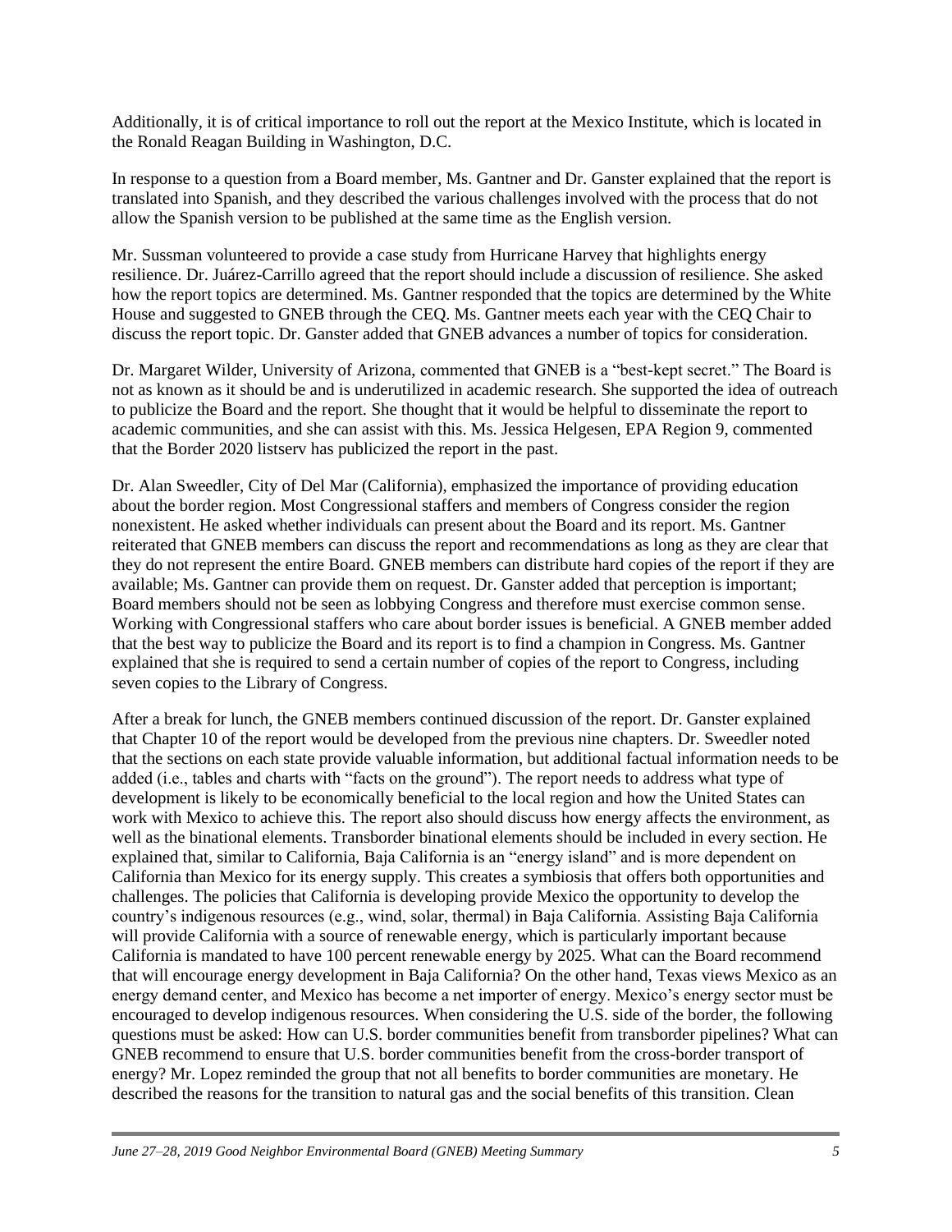Additionally, it is of critical importance to roll out the report at the Mexico Institute, which is located in the Ronald Reagan Building in Washington, D.C.

In response to a question from a Board member, Ms. Gantner and Dr. Ganster explained that the report is translated into Spanish, and they described the various challenges involved with the process that do not allow the Spanish version to be published at the same time as the English version.

Mr. Sussman volunteered to provide a case study from Hurricane Harvey that highlights energy resilience. Dr. Juárez-Carrillo agreed that the report should include a discussion of resilience. She asked how the report topics are determined. Ms. Gantner responded that the topics are determined by the White House and suggested to GNEB through the CEQ. Ms. Gantner meets each year with the CEQ Chair to discuss the report topic. Dr. Ganster added that GNEB advances a number of topics for consideration.

Dr. Margaret Wilder, University of Arizona, commented that GNEB is a "best-kept secret." The Board is not as known as it should be and is underutilized in academic research. She supported the idea of outreach to publicize the Board and the report. She thought that it would be helpful to disseminate the report to academic communities, and she can assist with this. Ms. Jessica Helgesen, EPA Region 9, commented that the Border 2020 listserv has publicized the report in the past.

Dr. Alan Sweedler, City of Del Mar (California), emphasized the importance of providing education about the border region. Most Congressional staffers and members of Congress consider the region nonexistent. He asked whether individuals can present about the Board and its report. Ms. Gantner reiterated that GNEB members can discuss the report and recommendations as long as they are clear that they do not represent the entire Board. GNEB members can distribute hard copies of the report if they are available; Ms. Gantner can provide them on request. Dr. Ganster added that perception is important; Board members should not be seen as lobbying Congress and therefore must exercise common sense. Working with Congressional staffers who care about border issues is beneficial. A GNEB member added that the best way to publicize the Board and its report is to find a champion in Congress. Ms. Gantner explained that she is required to send a certain number of copies of the report to Congress, including seven copies to the Library of Congress.

After a break for lunch, the GNEB members continued discussion of the report. Dr. Ganster explained that Chapter 10 of the report would be developed from the previous nine chapters. Dr. Sweedler noted that the sections on each state provide valuable information, but additional factual information needs to be added (i.e., tables and charts with "facts on the ground"). The report needs to address what type of development is likely to be economically beneficial to the local region and how the United States can work with Mexico to achieve this. The report also should discuss how energy affects the environment, as well as the binational elements. Transborder binational elements should be included in every section. He explained that, similar to California, Baja California is an "energy island" and is more dependent on California than Mexico for its energy supply. This creates a symbiosis that offers both opportunities and challenges. The policies that California is developing provide Mexico the opportunity to develop the country's indigenous resources (e.g., wind, solar, thermal) in Baja California. Assisting Baja California will provide California with a source of renewable energy, which is particularly important because California is mandated to have 100 percent renewable energy by 2025. What can the Board recommend that will encourage energy development in Baja California? On the other hand, Texas views Mexico as an energy demand center, and Mexico has become a net importer of energy. Mexico's energy sector must be encouraged to develop indigenous resources. When considering the U.S. side of the border, the following questions must be asked: How can U.S. border communities benefit from transborder pipelines? What can GNEB recommend to ensure that U.S. border communities benefit from the cross-border transport of energy? Mr. Lopez reminded the group that not all benefits to border communities are monetary. He described the reasons for the transition to natural gas and the social benefits of this transition. Clean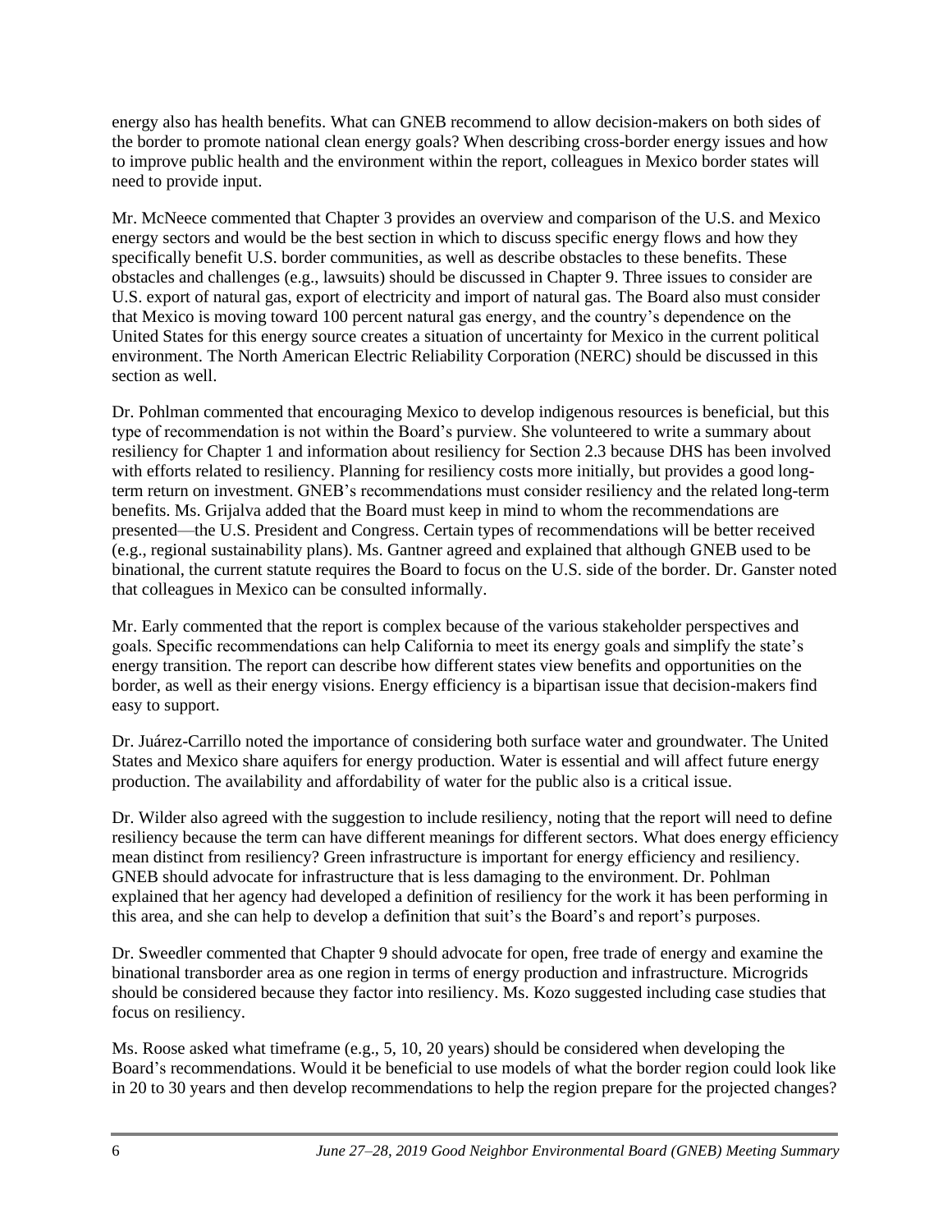energy also has health benefits. What can GNEB recommend to allow decision-makers on both sides of the border to promote national clean energy goals? When describing cross-border energy issues and how to improve public health and the environment within the report, colleagues in Mexico border states will need to provide input.

Mr. McNeece commented that Chapter 3 provides an overview and comparison of the U.S. and Mexico energy sectors and would be the best section in which to discuss specific energy flows and how they specifically benefit U.S. border communities, as well as describe obstacles to these benefits. These obstacles and challenges (e.g., lawsuits) should be discussed in Chapter 9. Three issues to consider are U.S. export of natural gas, export of electricity and import of natural gas. The Board also must consider that Mexico is moving toward 100 percent natural gas energy, and the country's dependence on the United States for this energy source creates a situation of uncertainty for Mexico in the current political environment. The North American Electric Reliability Corporation (NERC) should be discussed in this section as well.

Dr. Pohlman commented that encouraging Mexico to develop indigenous resources is beneficial, but this type of recommendation is not within the Board's purview. She volunteered to write a summary about resiliency for Chapter 1 and information about resiliency for Section 2.3 because DHS has been involved with efforts related to resiliency. Planning for resiliency costs more initially, but provides a good long-term return on investment. GNEB's recommendations must consider resiliency and the related long-term benefits. Ms. Grijalva added that the Board must keep in mind to whom the recommendations are presented—the U.S. President and Congress. Certain types of recommendations will be better received (e.g., regional sustainability plans). Ms. Gantner agreed and explained that although GNEB used to be binational, the current statute requires the Board to focus on the U.S. side of the border. Dr. Ganster noted that colleagues in Mexico can be consulted informally.

Mr. Early commented that the report is complex because of the various stakeholder perspectives and goals. Specific recommendations can help California to meet its energy goals and simplify the state's energy transition. The report can describe how different states view benefits and opportunities on the border, as well as their energy visions. Energy efficiency is a bipartisan issue that decision-makers find easy to support.

Dr. Juárez-Carrillo noted the importance of considering both surface water and groundwater. The United States and Mexico share aquifers for energy production. Water is essential and will affect future energy production. The availability and affordability of water for the public also is a critical issue.

Dr. Wilder also agreed with the suggestion to include resiliency, noting that the report will need to define resiliency because the term can have different meanings for different sectors. What does energy efficiency mean distinct from resiliency? Green infrastructure is important for energy efficiency and resiliency. GNEB should advocate for infrastructure that is less damaging to the environment. Dr. Pohlman explained that her agency had developed a definition of resiliency for the work it has been performing in this area, and she can help to develop a definition that suit's the Board's and report's purposes.

Dr. Sweedler commented that Chapter 9 should advocate for open, free trade of energy and examine the binational transborder area as one region in terms of energy production and infrastructure. Microgrids should be considered because they factor into resiliency. Ms. Kozo suggested including case studies that focus on resiliency.

Ms. Roose asked what timeframe (e.g., 5, 10, 20 years) should be considered when developing the Board's recommendations. Would it be beneficial to use models of what the border region could look like in 20 to 30 years and then develop recommendations to help the region prepare for the projected changes?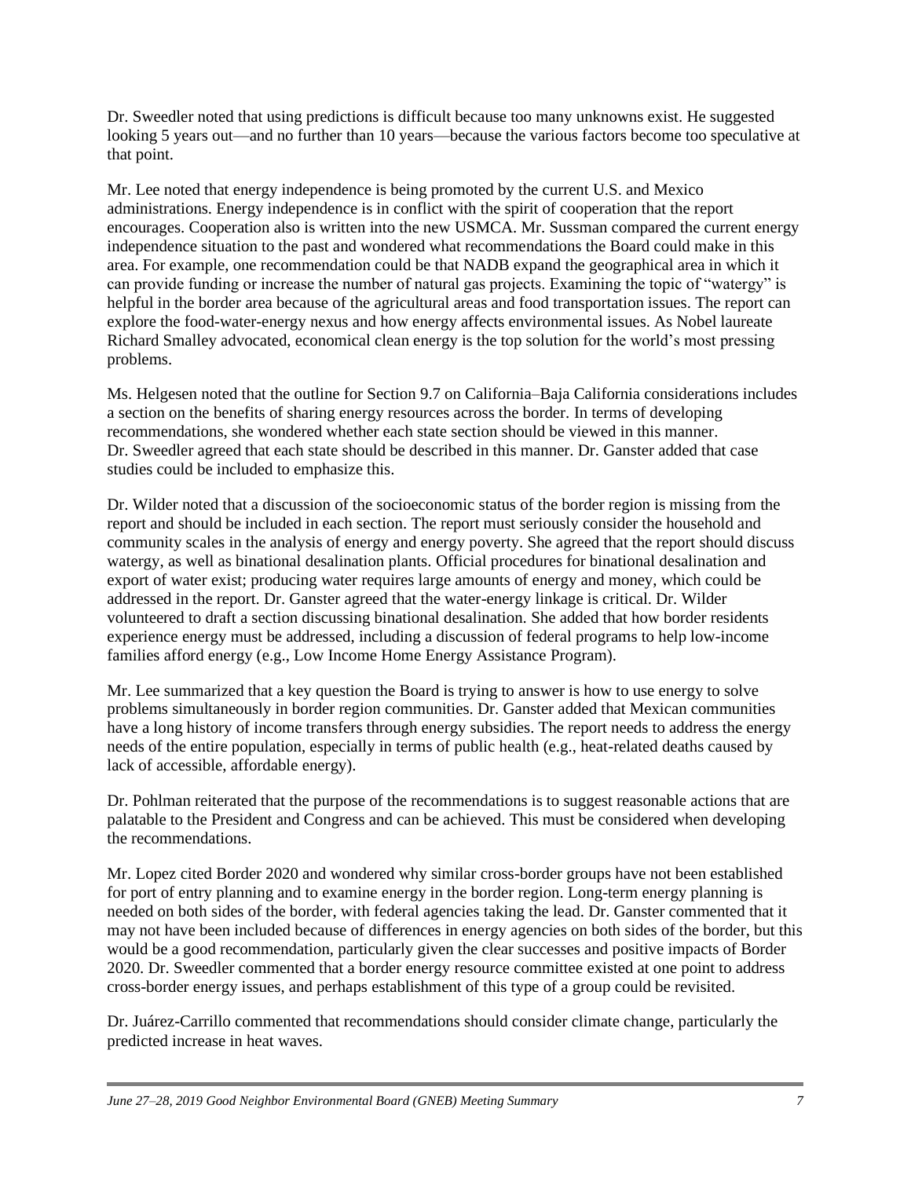Dr. Sweedler noted that using predictions is difficult because too many unknowns exist. He suggested looking 5 years out—and no further than 10 years—because the various factors become too speculative at that point.

Mr. Lee noted that energy independence is being promoted by the current U.S. and Mexico administrations. Energy independence is in conflict with the spirit of cooperation that the report encourages. Cooperation also is written into the new USMCA. Mr. Sussman compared the current energy independence situation to the past and wondered what recommendations the Board could make in this area. For example, one recommendation could be that NADB expand the geographical area in which it can provide funding or increase the number of natural gas projects. Examining the topic of "watergy" is helpful in the border area because of the agricultural areas and food transportation issues. The report can explore the food-water-energy nexus and how energy affects environmental issues. As Nobel laureate Richard Smalley advocated, economical clean energy is the top solution for the world's most pressing problems.

Ms. Helgesen noted that the outline for Section 9.7 on California–Baja California considerations includes a section on the benefits of sharing energy resources across the border. In terms of developing recommendations, she wondered whether each state section should be viewed in this manner. Dr. Sweedler agreed that each state should be described in this manner. Dr. Ganster added that case studies could be included to emphasize this.

Dr. Wilder noted that a discussion of the socioeconomic status of the border region is missing from the report and should be included in each section. The report must seriously consider the household and community scales in the analysis of energy and energy poverty. She agreed that the report should discuss watergy, as well as binational desalination plants. Official procedures for binational desalination and export of water exist; producing water requires large amounts of energy and money, which could be addressed in the report. Dr. Ganster agreed that the water-energy linkage is critical. Dr. Wilder volunteered to draft a section discussing binational desalination. She added that how border residents experience energy must be addressed, including a discussion of federal programs to help low-income families afford energy (e.g., Low Income Home Energy Assistance Program).

Mr. Lee summarized that a key question the Board is trying to answer is how to use energy to solve problems simultaneously in border region communities. Dr. Ganster added that Mexican communities have a long history of income transfers through energy subsidies. The report needs to address the energy needs of the entire population, especially in terms of public health (e.g., heat-related deaths caused by lack of accessible, affordable energy).

Dr. Pohlman reiterated that the purpose of the recommendations is to suggest reasonable actions that are palatable to the President and Congress and can be achieved. This must be considered when developing the recommendations.

Mr. Lopez cited Border 2020 and wondered why similar cross-border groups have not been established for port of entry planning and to examine energy in the border region. Long-term energy planning is needed on both sides of the border, with federal agencies taking the lead. Dr. Ganster commented that it may not have been included because of differences in energy agencies on both sides of the border, but this would be a good recommendation, particularly given the clear successes and positive impacts of Border 2020. Dr. Sweedler commented that a border energy resource committee existed at one point to address cross-border energy issues, and perhaps establishment of this type of a group could be revisited.

Dr. Juárez-Carrillo commented that recommendations should consider climate change, particularly the predicted increase in heat waves.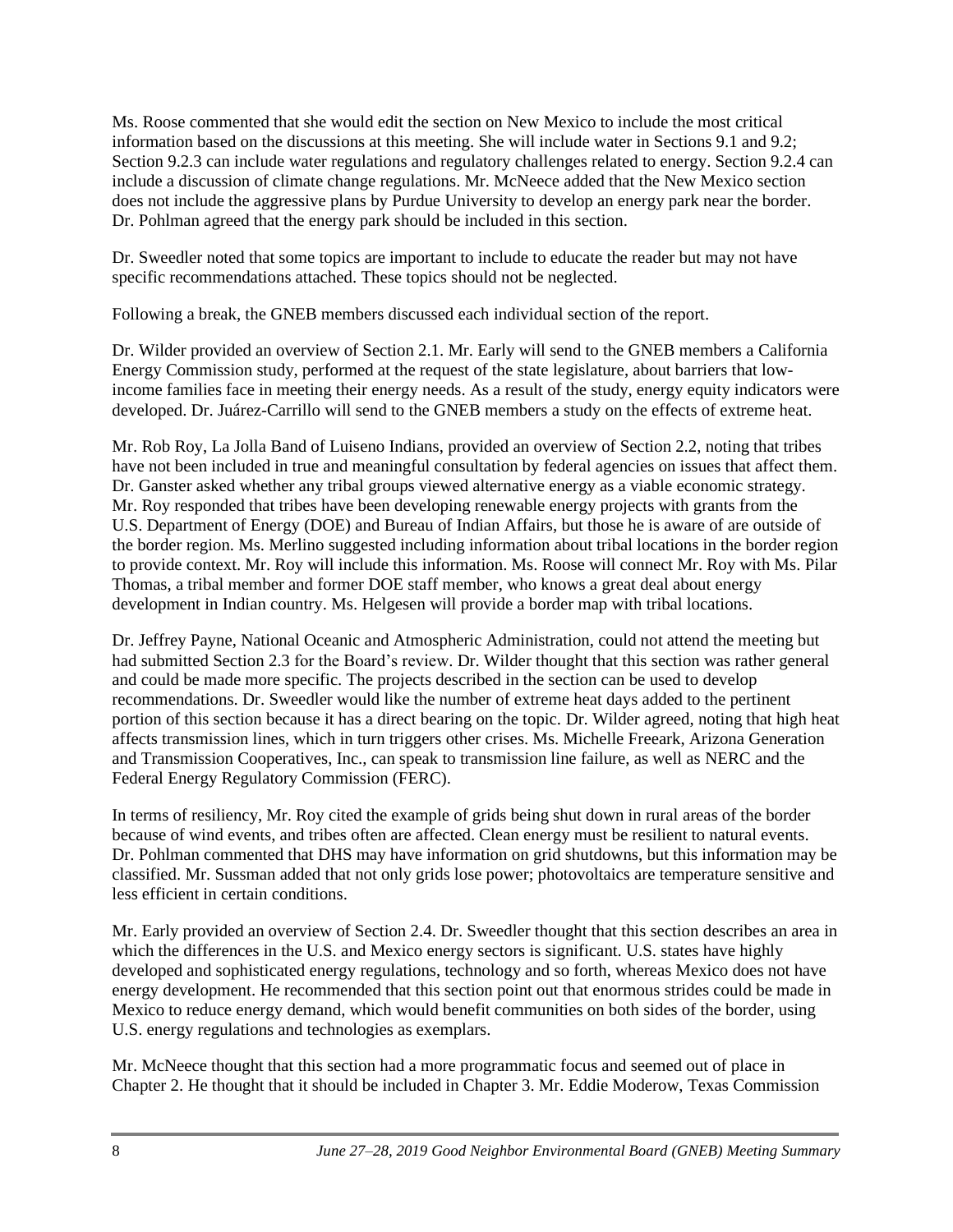Ms. Roose commented that she would edit the section on New Mexico to include the most critical information based on the discussions at this meeting. She will include water in Sections 9.1 and 9.2; Section 9.2.3 can include water regulations and regulatory challenges related to energy. Section 9.2.4 can include a discussion of climate change regulations. Mr. McNeece added that the New Mexico section does not include the aggressive plans by Purdue University to develop an energy park near the border. Dr. Pohlman agreed that the energy park should be included in this section.

Dr. Sweedler noted that some topics are important to include to educate the reader but may not have specific recommendations attached. These topics should not be neglected.

Following a break, the GNEB members discussed each individual section of the report.

Dr. Wilder provided an overview of Section 2.1. Mr. Early will send to the GNEB members a California Energy Commission study, performed at the request of the state legislature, about barriers that low-income families face in meeting their energy needs. As a result of the study, energy equity indicators were developed. Dr. Juárez-Carrillo will send to the GNEB members a study on the effects of extreme heat.

Mr. Rob Roy, La Jolla Band of Luiseno Indians, provided an overview of Section 2.2, noting that tribes have not been included in true and meaningful consultation by federal agencies on issues that affect them. Dr. Ganster asked whether any tribal groups viewed alternative energy as a viable economic strategy. Mr. Roy responded that tribes have been developing renewable energy projects with grants from the U.S. Department of Energy (DOE) and Bureau of Indian Affairs, but those he is aware of are outside of the border region. Ms. Merlino suggested including information about tribal locations in the border region to provide context. Mr. Roy will include this information. Ms. Roose will connect Mr. Roy with Ms. Pilar Thomas, a tribal member and former DOE staff member, who knows a great deal about energy development in Indian country. Ms. Helgesen will provide a border map with tribal locations.

Dr. Jeffrey Payne, National Oceanic and Atmospheric Administration, could not attend the meeting but had submitted Section 2.3 for the Board's review. Dr. Wilder thought that this section was rather general and could be made more specific. The projects described in the section can be used to develop recommendations. Dr. Sweedler would like the number of extreme heat days added to the pertinent portion of this section because it has a direct bearing on the topic. Dr. Wilder agreed, noting that high heat affects transmission lines, which in turn triggers other crises. Ms. Michelle Freeark, Arizona Generation and Transmission Cooperatives, Inc., can speak to transmission line failure, as well as NERC and the Federal Energy Regulatory Commission (FERC).

In terms of resiliency, Mr. Roy cited the example of grids being shut down in rural areas of the border because of wind events, and tribes often are affected. Clean energy must be resilient to natural events. Dr. Pohlman commented that DHS may have information on grid shutdowns, but this information may be classified. Mr. Sussman added that not only grids lose power; photovoltaics are temperature sensitive and less efficient in certain conditions.

Mr. Early provided an overview of Section 2.4. Dr. Sweedler thought that this section describes an area in which the differences in the U.S. and Mexico energy sectors is significant. U.S. states have highly developed and sophisticated energy regulations, technology and so forth, whereas Mexico does not have energy development. He recommended that this section point out that enormous strides could be made in Mexico to reduce energy demand, which would benefit communities on both sides of the border, using U.S. energy regulations and technologies as exemplars.

Mr. McNeece thought that this section had a more programmatic focus and seemed out of place in Chapter 2. He thought that it should be included in Chapter 3. Mr. Eddie Moderow, Texas Commission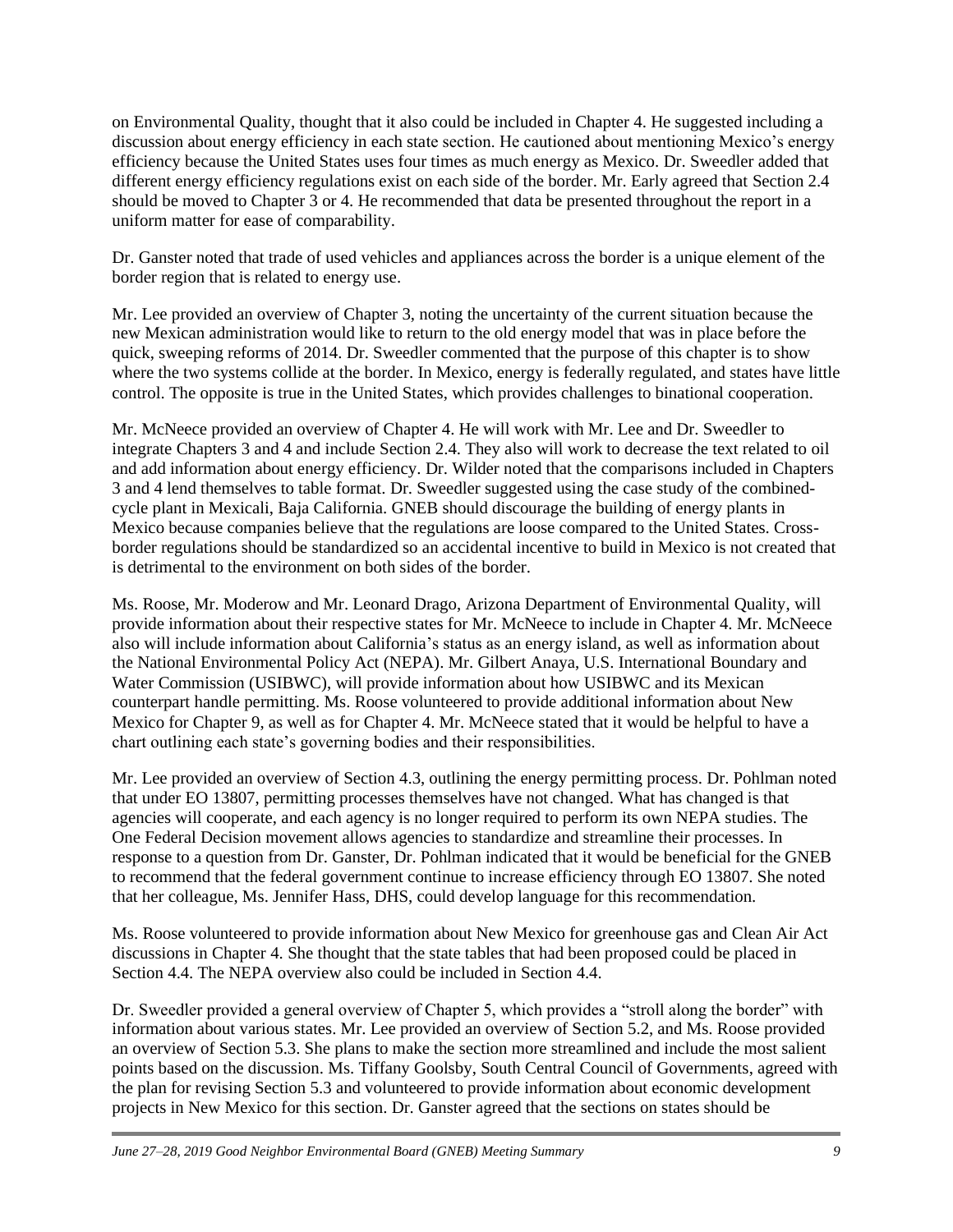on Environmental Quality, thought that it also could be included in Chapter 4. He suggested including a discussion about energy efficiency in each state section. He cautioned about mentioning Mexico's energy efficiency because the United States uses four times as much energy as Mexico. Dr. Sweedler added that different energy efficiency regulations exist on each side of the border. Mr. Early agreed that Section 2.4 should be moved to Chapter 3 or 4. He recommended that data be presented throughout the report in a uniform matter for ease of comparability.

Dr. Ganster noted that trade of used vehicles and appliances across the border is a unique element of the border region that is related to energy use.

Mr. Lee provided an overview of Chapter 3, noting the uncertainty of the current situation because the new Mexican administration would like to return to the old energy model that was in place before the quick, sweeping reforms of 2014. Dr. Sweedler commented that the purpose of this chapter is to show where the two systems collide at the border. In Mexico, energy is federally regulated, and states have little control. The opposite is true in the United States, which provides challenges to binational cooperation.

Mr. McNeece provided an overview of Chapter 4. He will work with Mr. Lee and Dr. Sweedler to integrate Chapters 3 and 4 and include Section 2.4. They also will work to decrease the text related to oil and add information about energy efficiency. Dr. Wilder noted that the comparisons included in Chapters 3 and 4 lend themselves to table format. Dr. Sweedler suggested using the case study of the combined-cycle plant in Mexicali, Baja California. GNEB should discourage the building of energy plants in Mexico because companies believe that the regulations are loose compared to the United States. Cross-border regulations should be standardized so an accidental incentive to build in Mexico is not created that is detrimental to the environment on both sides of the border.

Ms. Roose, Mr. Moderow and Mr. Leonard Drago, Arizona Department of Environmental Quality, will provide information about their respective states for Mr. McNeece to include in Chapter 4. Mr. McNeece also will include information about California's status as an energy island, as well as information about the National Environmental Policy Act (NEPA). Mr. Gilbert Anaya, U.S. International Boundary and Water Commission (USIBWC), will provide information about how USIBWC and its Mexican counterpart handle permitting. Ms. Roose volunteered to provide additional information about New Mexico for Chapter 9, as well as for Chapter 4. Mr. McNeece stated that it would be helpful to have a chart outlining each state's governing bodies and their responsibilities.

Mr. Lee provided an overview of Section 4.3, outlining the energy permitting process. Dr. Pohlman noted that under EO 13807, permitting processes themselves have not changed. What has changed is that agencies will cooperate, and each agency is no longer required to perform its own NEPA studies. The One Federal Decision movement allows agencies to standardize and streamline their processes. In response to a question from Dr. Ganster, Dr. Pohlman indicated that it would be beneficial for the GNEB to recommend that the federal government continue to increase efficiency through EO 13807. She noted that her colleague, Ms. Jennifer Hass, DHS, could develop language for this recommendation.

Ms. Roose volunteered to provide information about New Mexico for greenhouse gas and Clean Air Act discussions in Chapter 4. She thought that the state tables that had been proposed could be placed in Section 4.4. The NEPA overview also could be included in Section 4.4.

Dr. Sweedler provided a general overview of Chapter 5, which provides a "stroll along the border" with information about various states. Mr. Lee provided an overview of Section 5.2, and Ms. Roose provided an overview of Section 5.3. She plans to make the section more streamlined and include the most salient points based on the discussion. Ms. Tiffany Goolsby, South Central Council of Governments, agreed with the plan for revising Section 5.3 and volunteered to provide information about economic development projects in New Mexico for this section. Dr. Ganster agreed that the sections on states should be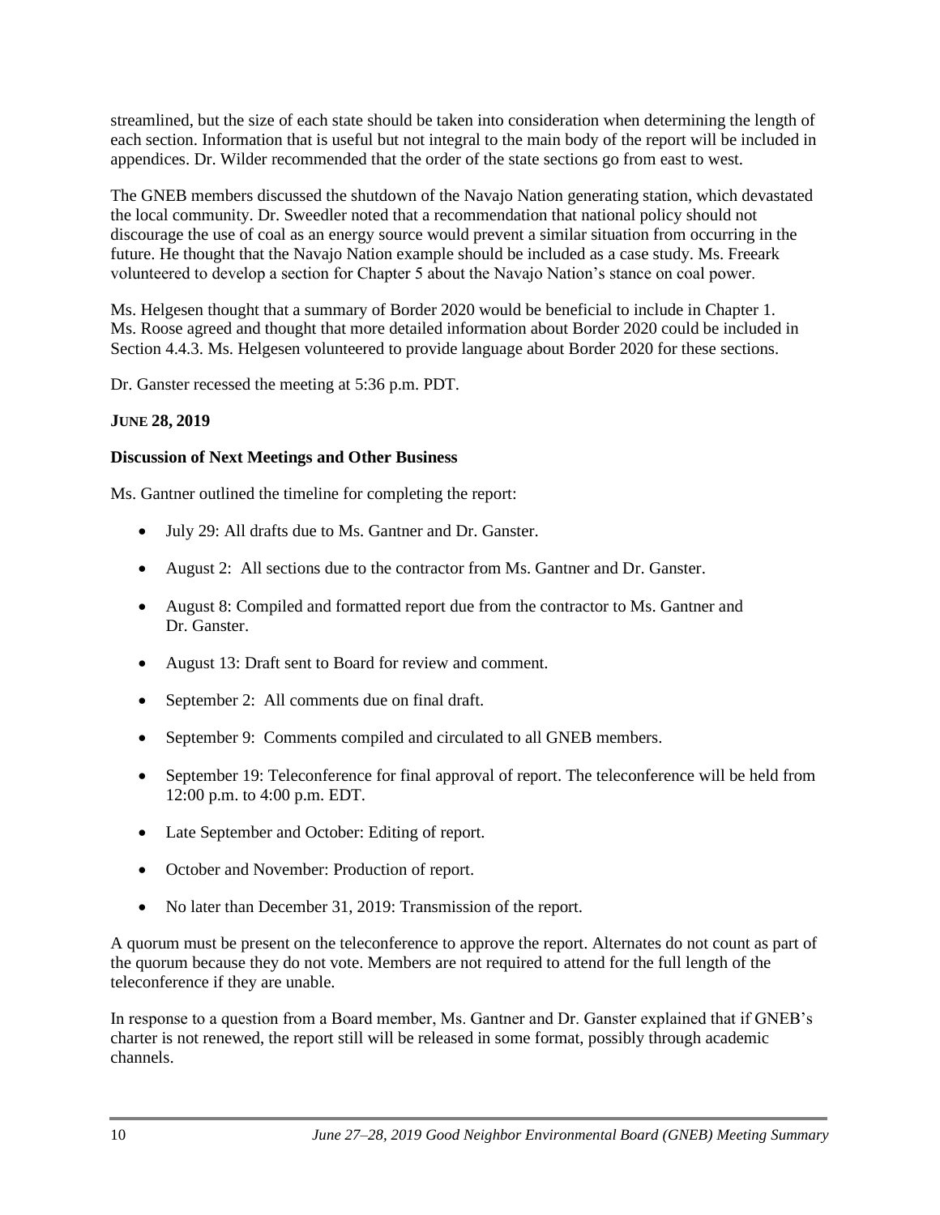streamlined, but the size of each state should be taken into consideration when determining the length of each section. Information that is useful but not integral to the main body of the report will be included in appendices. Dr. Wilder recommended that the order of the state sections go from east to west.

The GNEB members discussed the shutdown of the Navajo Nation generating station, which devastated the local community. Dr. Sweedler noted that a recommendation that national policy should not discourage the use of coal as an energy source would prevent a similar situation from occurring in the future. He thought that the Navajo Nation example should be included as a case study. Ms. Freeark volunteered to develop a section for Chapter 5 about the Navajo Nation's stance on coal power.

Ms. Helgesen thought that a summary of Border 2020 would be beneficial to include in Chapter 1. Ms. Roose agreed and thought that more detailed information about Border 2020 could be included in Section 4.4.3. Ms. Helgesen volunteered to provide language about Border 2020 for these sections.

Dr. Ganster recessed the meeting at 5:36 p.m. PDT.

**JUNE 28, 2019**

**Discussion of Next Meetings and Other Business**

Ms. Gantner outlined the timeline for completing the report:

- July 29: All drafts due to Ms. Gantner and Dr. Ganster.
- August 2: All sections due to the contractor from Ms. Gantner and Dr. Ganster.
- August 8: Compiled and formatted report due from the contractor to Ms. Gantner and Dr. Ganster.
- August 13: Draft sent to Board for review and comment.
- September 2: All comments due on final draft.
- September 9: Comments compiled and circulated to all GNEB members.
- September 19: Teleconference for final approval of report. The teleconference will be held from 12:00 p.m. to 4:00 p.m. EDT.
- Late September and October: Editing of report.
- October and November: Production of report.
- No later than December 31, 2019: Transmission of the report.

A quorum must be present on the teleconference to approve the report. Alternates do not count as part of the quorum because they do not vote. Members are not required to attend for the full length of the teleconference if they are unable.

In response to a question from a Board member, Ms. Gantner and Dr. Ganster explained that if GNEB's charter is not renewed, the report still will be released in some format, possibly through academic channels.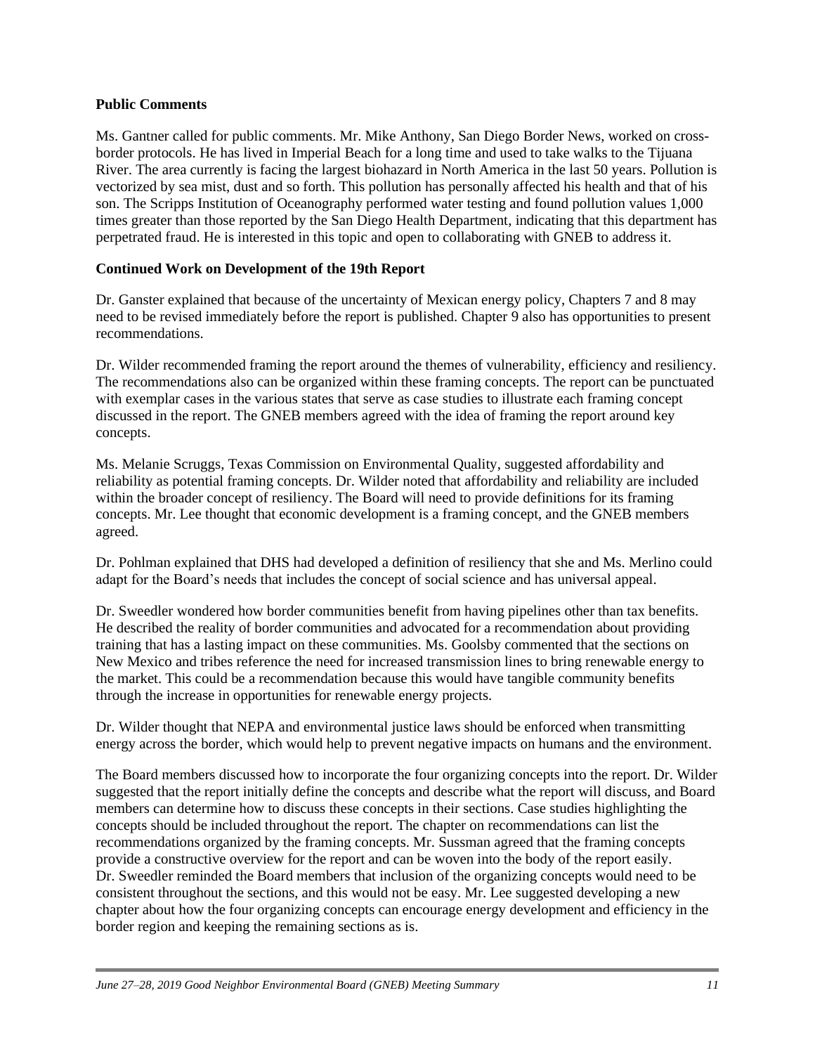**Public Comments**

Ms. Gantner called for public comments. Mr. Mike Anthony, San Diego Border News, worked on cross-border protocols. He has lived in Imperial Beach for a long time and used to take walks to the Tijuana River. The area currently is facing the largest biohazard in North America in the last 50 years. Pollution is vectorized by sea mist, dust and so forth. This pollution has personally affected his health and that of his son. The Scripps Institution of Oceanography performed water testing and found pollution values 1,000 times greater than those reported by the San Diego Health Department, indicating that this department has perpetrated fraud. He is interested in this topic and open to collaborating with GNEB to address it.

**Continued Work on Development of the 19th Report**

Dr. Ganster explained that because of the uncertainty of Mexican energy policy, Chapters 7 and 8 may need to be revised immediately before the report is published. Chapter 9 also has opportunities to present recommendations.

Dr. Wilder recommended framing the report around the themes of vulnerability, efficiency and resiliency. The recommendations also can be organized within these framing concepts. The report can be punctuated with exemplar cases in the various states that serve as case studies to illustrate each framing concept discussed in the report. The GNEB members agreed with the idea of framing the report around key concepts.

Ms. Melanie Scruggs, Texas Commission on Environmental Quality, suggested affordability and reliability as potential framing concepts. Dr. Wilder noted that affordability and reliability are included within the broader concept of resiliency. The Board will need to provide definitions for its framing concepts. Mr. Lee thought that economic development is a framing concept, and the GNEB members agreed.

Dr. Pohlman explained that DHS had developed a definition of resiliency that she and Ms. Merlino could adapt for the Board's needs that includes the concept of social science and has universal appeal.

Dr. Sweedler wondered how border communities benefit from having pipelines other than tax benefits. He described the reality of border communities and advocated for a recommendation about providing training that has a lasting impact on these communities. Ms. Goolsby commented that the sections on New Mexico and tribes reference the need for increased transmission lines to bring renewable energy to the market. This could be a recommendation because this would have tangible community benefits through the increase in opportunities for renewable energy projects.

Dr. Wilder thought that NEPA and environmental justice laws should be enforced when transmitting energy across the border, which would help to prevent negative impacts on humans and the environment.

The Board members discussed how to incorporate the four organizing concepts into the report. Dr. Wilder suggested that the report initially define the concepts and describe what the report will discuss, and Board members can determine how to discuss these concepts in their sections. Case studies highlighting the concepts should be included throughout the report. The chapter on recommendations can list the recommendations organized by the framing concepts. Mr. Sussman agreed that the framing concepts provide a constructive overview for the report and can be woven into the body of the report easily. Dr. Sweedler reminded the Board members that inclusion of the organizing concepts would need to be consistent throughout the sections, and this would not be easy. Mr. Lee suggested developing a new chapter about how the four organizing concepts can encourage energy development and efficiency in the border region and keeping the remaining sections as is.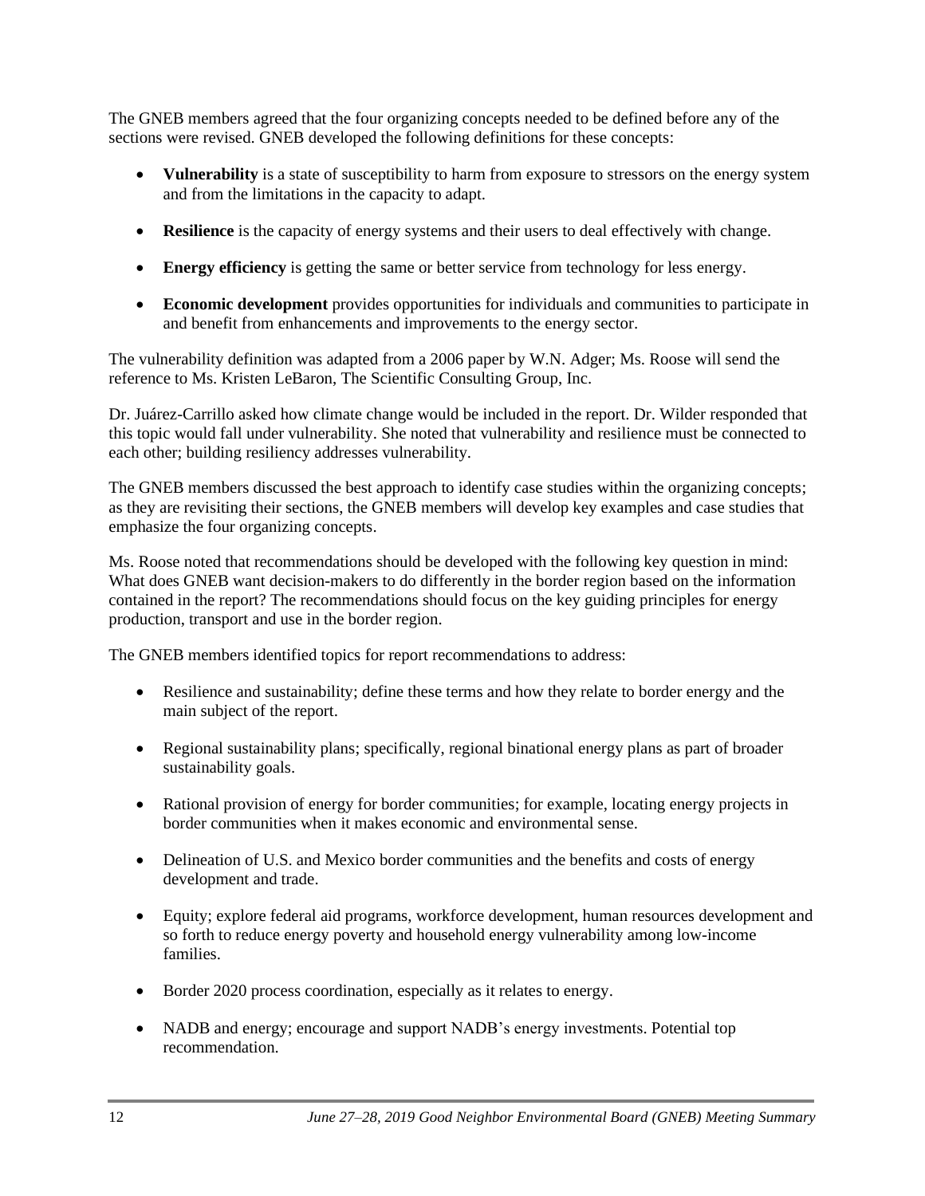The GNEB members agreed that the four organizing concepts needed to be defined before any of the sections were revised. GNEB developed the following definitions for these concepts:

- **Vulnerability** is a state of susceptibility to harm from exposure to stressors on the energy system and from the limitations in the capacity to adapt.
- **Resilience** is the capacity of energy systems and their users to deal effectively with change.
- **Energy efficiency** is getting the same or better service from technology for less energy.
- **Economic development** provides opportunities for individuals and communities to participate in and benefit from enhancements and improvements to the energy sector.

The vulnerability definition was adapted from a 2006 paper by W.N. Adger; Ms. Roose will send the reference to Ms. Kristen LeBaron, The Scientific Consulting Group, Inc.

Dr. Juárez-Carrillo asked how climate change would be included in the report. Dr. Wilder responded that this topic would fall under vulnerability. She noted that vulnerability and resilience must be connected to each other; building resiliency addresses vulnerability.

The GNEB members discussed the best approach to identify case studies within the organizing concepts; as they are revisiting their sections, the GNEB members will develop key examples and case studies that emphasize the four organizing concepts.

Ms. Roose noted that recommendations should be developed with the following key question in mind: What does GNEB want decision-makers to do differently in the border region based on the information contained in the report? The recommendations should focus on the key guiding principles for energy production, transport and use in the border region.

The GNEB members identified topics for report recommendations to address:

- Resilience and sustainability; define these terms and how they relate to border energy and the main subject of the report.
- Regional sustainability plans; specifically, regional binational energy plans as part of broader sustainability goals.
- Rational provision of energy for border communities; for example, locating energy projects in border communities when it makes economic and environmental sense.
- Delineation of U.S. and Mexico border communities and the benefits and costs of energy development and trade.
- Equity; explore federal aid programs, workforce development, human resources development and so forth to reduce energy poverty and household energy vulnerability among low-income families.
- Border 2020 process coordination, especially as it relates to energy.
- NADB and energy; encourage and support NADB's energy investments. Potential top recommendation.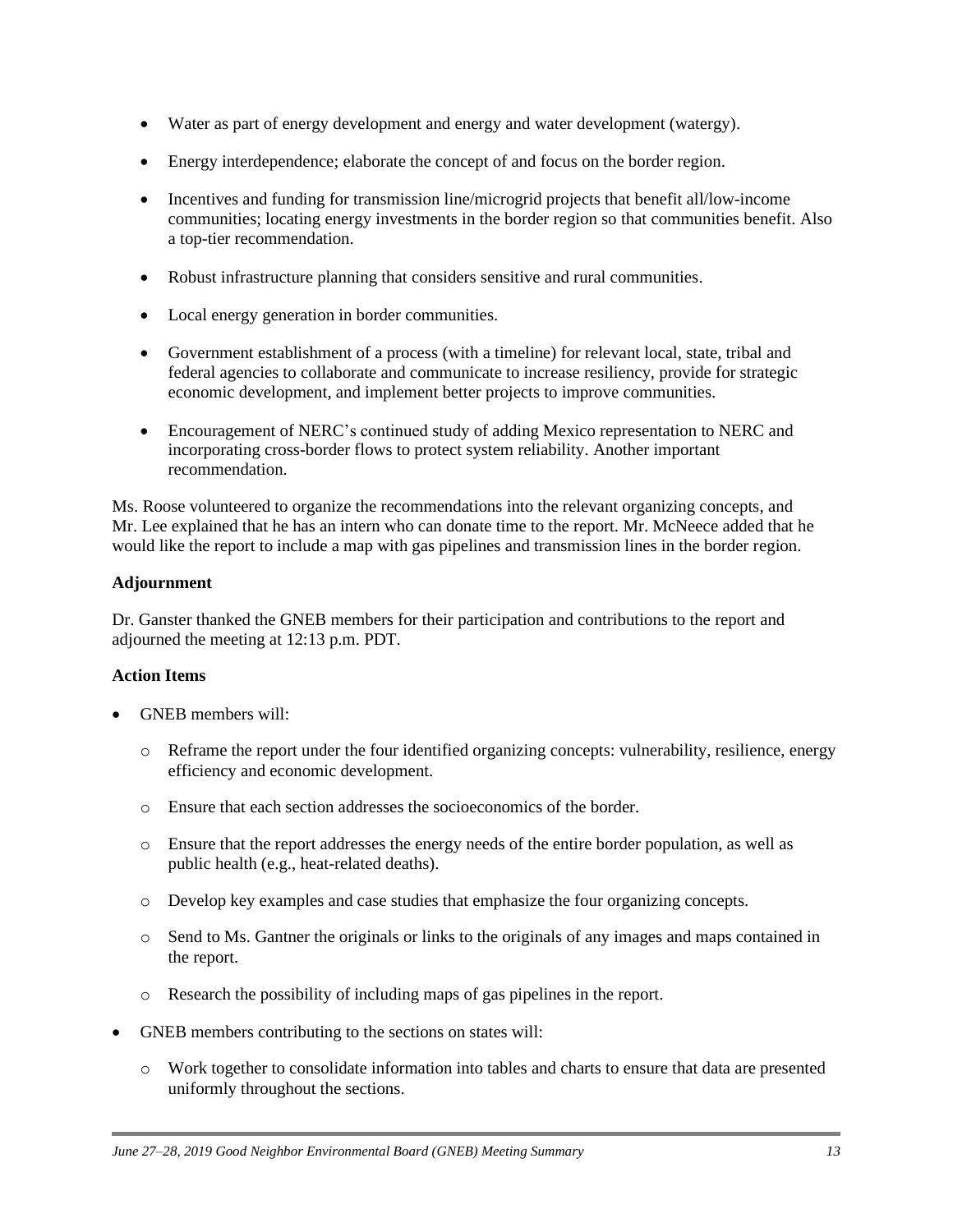- Water as part of energy development and energy and water development (watergy).
- Energy interdependence; elaborate the concept of and focus on the border region.
- Incentives and funding for transmission line/microgrid projects that benefit all/low-income communities; locating energy investments in the border region so that communities benefit. Also a top-tier recommendation.
- Robust infrastructure planning that considers sensitive and rural communities.
- Local energy generation in border communities.
- Government establishment of a process (with a timeline) for relevant local, state, tribal and federal agencies to collaborate and communicate to increase resiliency, provide for strategic economic development, and implement better projects to improve communities.
- Encouragement of NERC's continued study of adding Mexico representation to NERC and incorporating cross-border flows to protect system reliability. Another important recommendation.

Ms. Roose volunteered to organize the recommendations into the relevant organizing concepts, and Mr. Lee explained that he has an intern who can donate time to the report. Mr. McNeece added that he would like the report to include a map with gas pipelines and transmission lines in the border region.

**Adjournment**

Dr. Ganster thanked the GNEB members for their participation and contributions to the report and adjourned the meeting at 12:13 p.m. PDT.

**Action Items**

- GNEB members will:
  - Reframe the report under the four identified organizing concepts: vulnerability, resilience, energy efficiency and economic development.
  - Ensure that each section addresses the socioeconomics of the border.
  - Ensure that the report addresses the energy needs of the entire border population, as well as public health (e.g., heat-related deaths).
  - Develop key examples and case studies that emphasize the four organizing concepts.
  - Send to Ms. Gantner the originals or links to the originals of any images and maps contained in the report.
  - Research the possibility of including maps of gas pipelines in the report.
- GNEB members contributing to the sections on states will:
  - Work together to consolidate information into tables and charts to ensure that data are presented uniformly throughout the sections.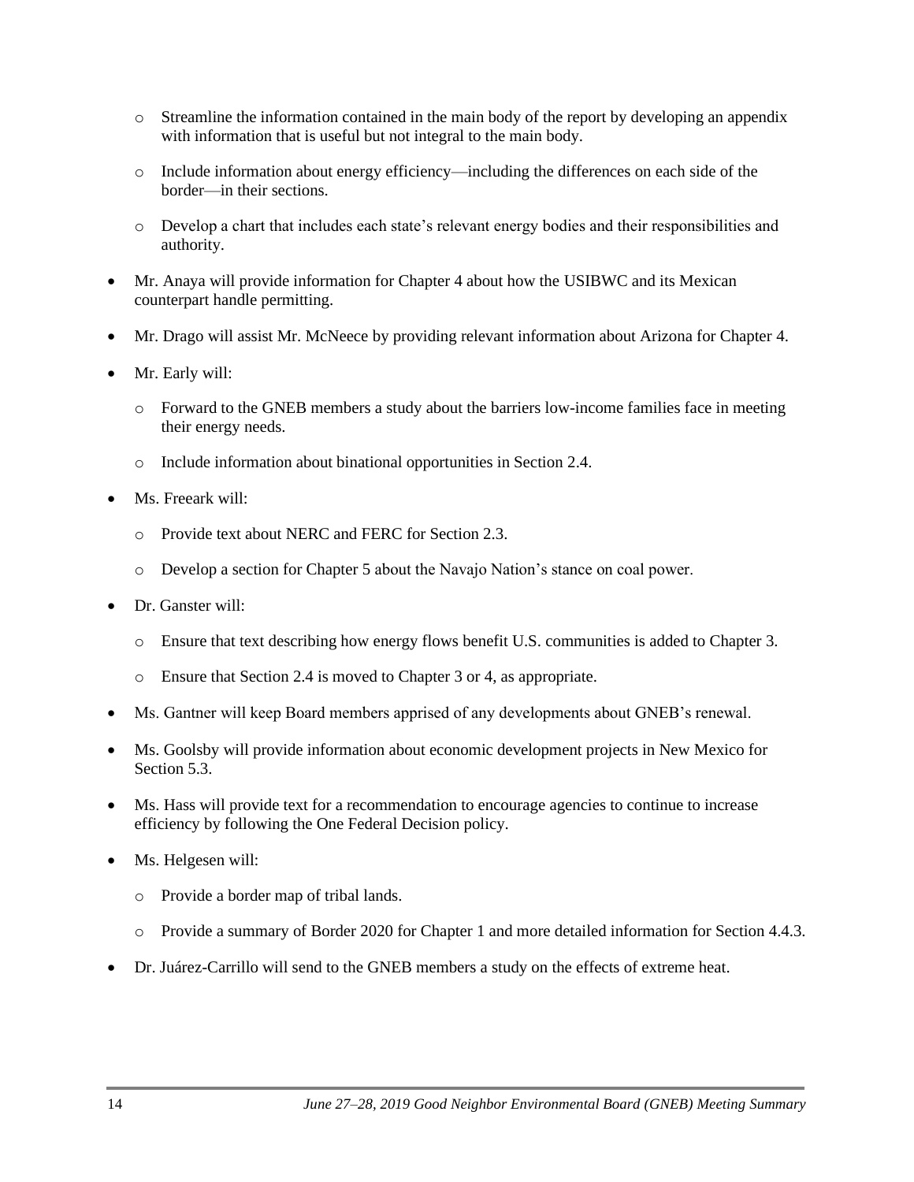- Streamline the information contained in the main body of the report by developing an appendix with information that is useful but not integral to the main body.
  - Include information about energy efficiency—including the differences on each side of the border—in their sections.
  - Develop a chart that includes each state's relevant energy bodies and their responsibilities and authority.
- Mr. Anaya will provide information for Chapter 4 about how the USIBWC and its Mexican counterpart handle permitting.
- Mr. Drago will assist Mr. McNeece by providing relevant information about Arizona for Chapter 4.
- Mr. Early will:
  - Forward to the GNEB members a study about the barriers low-income families face in meeting their energy needs.
  - Include information about binational opportunities in Section 2.4.
- Ms. Freeark will:
  - Provide text about NERC and FERC for Section 2.3.
  - Develop a section for Chapter 5 about the Navajo Nation's stance on coal power.
- Dr. Ganster will:
  - Ensure that text describing how energy flows benefit U.S. communities is added to Chapter 3.
  - Ensure that Section 2.4 is moved to Chapter 3 or 4, as appropriate.
- Ms. Gantner will keep Board members apprised of any developments about GNEB's renewal.
- Ms. Goolsby will provide information about economic development projects in New Mexico for Section 5.3.
- Ms. Hass will provide text for a recommendation to encourage agencies to continue to increase efficiency by following the One Federal Decision policy.
- Ms. Helgesen will:
  - Provide a border map of tribal lands.
  - Provide a summary of Border 2020 for Chapter 1 and more detailed information for Section 4.4.3.
- Dr. Juárez-Carrillo will send to the GNEB members a study on the effects of extreme heat.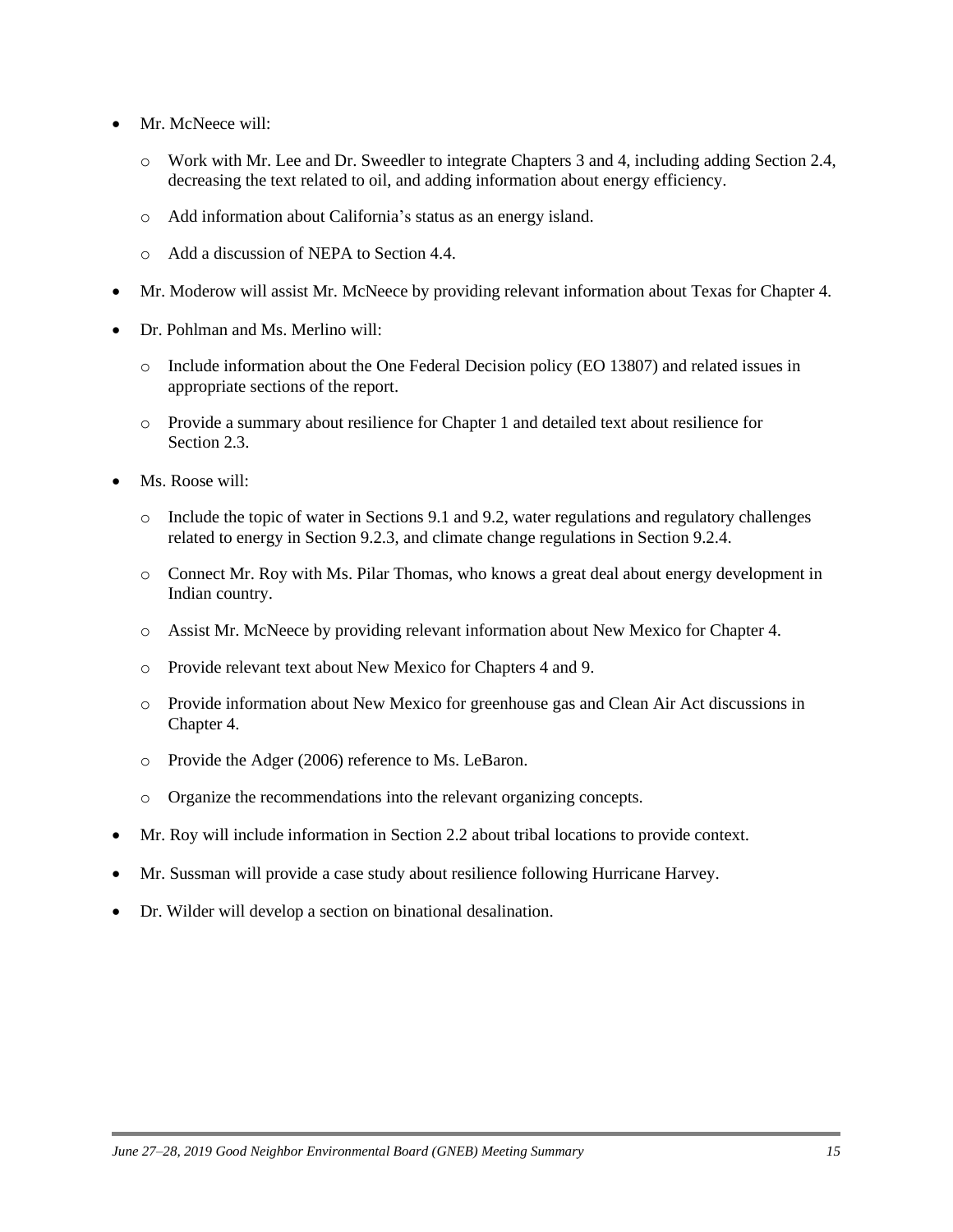- Mr. McNeece will:
  - Work with Mr. Lee and Dr. Sweedler to integrate Chapters 3 and 4, including adding Section 2.4, decreasing the text related to oil, and adding information about energy efficiency.
  - Add information about California's status as an energy island.
  - Add a discussion of NEPA to Section 4.4.
- Mr. Moderow will assist Mr. McNeece by providing relevant information about Texas for Chapter 4.
- Dr. Pohlman and Ms. Merlino will:
  - Include information about the One Federal Decision policy (EO 13807) and related issues in appropriate sections of the report.
  - Provide a summary about resilience for Chapter 1 and detailed text about resilience for Section 2.3.
- Ms. Roose will:
  - Include the topic of water in Sections 9.1 and 9.2, water regulations and regulatory challenges related to energy in Section 9.2.3, and climate change regulations in Section 9.2.4.
  - Connect Mr. Roy with Ms. Pilar Thomas, who knows a great deal about energy development in Indian country.
  - Assist Mr. McNeece by providing relevant information about New Mexico for Chapter 4.
  - Provide relevant text about New Mexico for Chapters 4 and 9.
  - Provide information about New Mexico for greenhouse gas and Clean Air Act discussions in Chapter 4.
  - Provide the Adger (2006) reference to Ms. LeBaron.
  - Organize the recommendations into the relevant organizing concepts.
- Mr. Roy will include information in Section 2.2 about tribal locations to provide context.
- Mr. Sussman will provide a case study about resilience following Hurricane Harvey.
- Dr. Wilder will develop a section on binational desalination.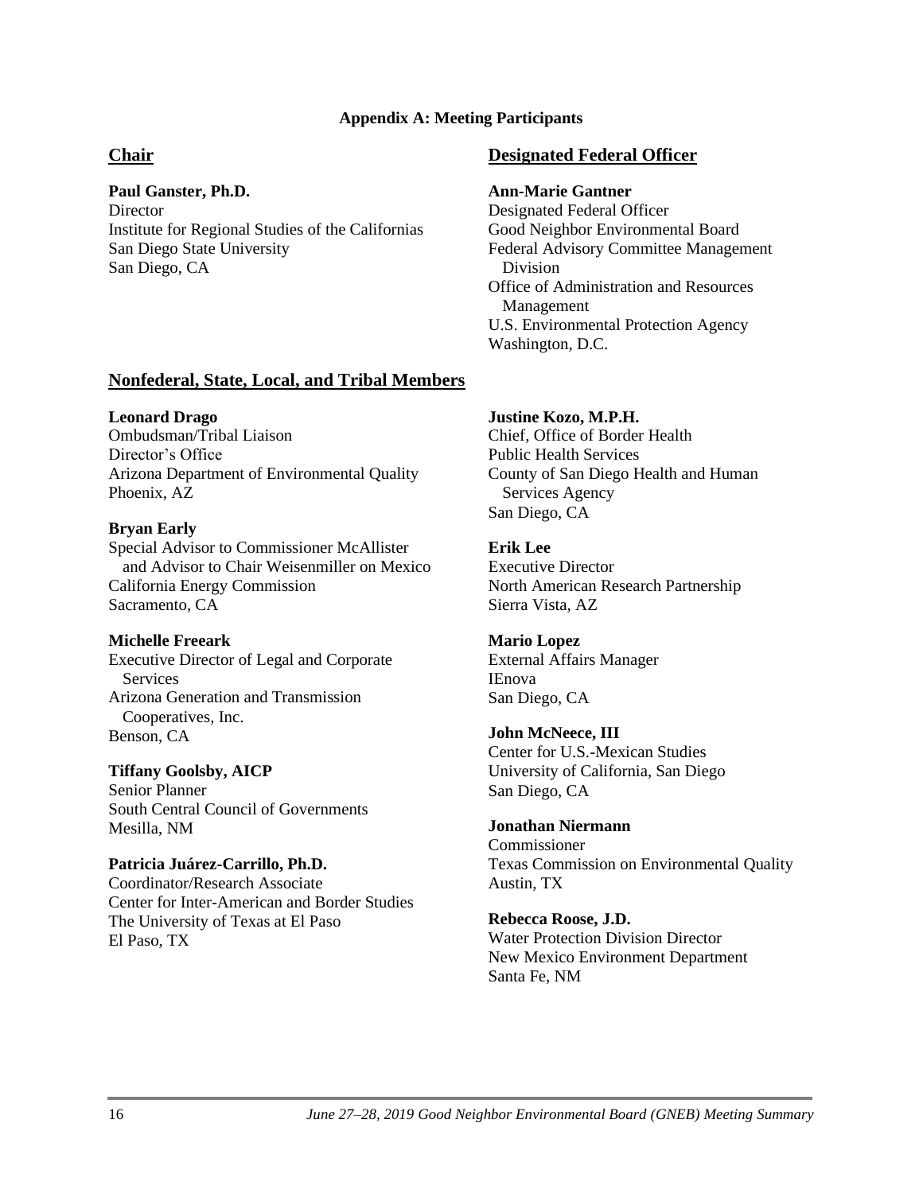**Appendix A: Meeting Participants**

## Chair

**Paul Ganster, Ph.D.**
Director
Institute for Regional Studies of the Californias
San Diego State University
San Diego, CA

## Designated Federal Officer

**Ann-Marie Gantner**
Designated Federal Officer
Good Neighbor Environmental Board
Federal Advisory Committee Management Division
Office of Administration and Resources Management
U.S. Environmental Protection Agency
Washington, D.C.

## Nonfederal, State, Local, and Tribal Members

**Leonard Drago**
Ombudsman/Tribal Liaison
Director's Office
Arizona Department of Environmental Quality
Phoenix, AZ

**Bryan Early**
Special Advisor to Commissioner McAllister and Advisor to Chair Weisenmiller on Mexico
California Energy Commission
Sacramento, CA

**Michelle Freeark**
Executive Director of Legal and Corporate Services
Arizona Generation and Transmission Cooperatives, Inc.
Benson, CA

**Tiffany Goolsby, AICP**
Senior Planner
South Central Council of Governments
Mesilla, NM

**Patricia Juárez-Carrillo, Ph.D.**
Coordinator/Research Associate
Center for Inter-American and Border Studies
The University of Texas at El Paso
El Paso, TX

**Justine Kozo, M.P.H.**
Chief, Office of Border Health
Public Health Services
County of San Diego Health and Human Services Agency
San Diego, CA

**Erik Lee**
Executive Director
North American Research Partnership
Sierra Vista, AZ

**Mario Lopez**
External Affairs Manager
IEnova
San Diego, CA

**John McNeece, III**
Center for U.S.-Mexican Studies
University of California, San Diego
San Diego, CA

**Jonathan Niermann**
Commissioner
Texas Commission on Environmental Quality
Austin, TX

**Rebecca Roose, J.D.**
Water Protection Division Director
New Mexico Environment Department
Santa Fe, NM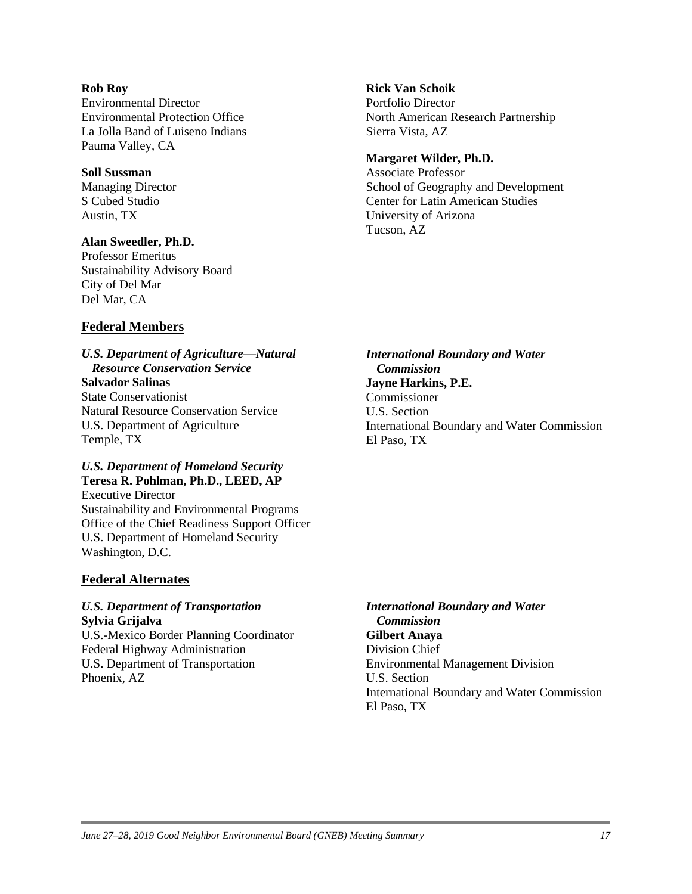**Rob Roy**
Environmental Director
Environmental Protection Office
La Jolla Band of Luiseno Indians
Pauma Valley, CA

**Soll Sussman**
Managing Director
S Cubed Studio
Austin, TX

**Alan Sweedler, Ph.D.**
Professor Emeritus
Sustainability Advisory Board
City of Del Mar
Del Mar, CA

**Rick Van Schoik**
Portfolio Director
North American Research Partnership
Sierra Vista, AZ

**Margaret Wilder, Ph.D.**
Associate Professor
School of Geography and Development
Center for Latin American Studies
University of Arizona
Tucson, AZ

## Federal Members

***U.S. Department of Agriculture—Natural Resource Conservation Service***
**Salvador Salinas**
State Conservationist
Natural Resource Conservation Service
U.S. Department of Agriculture
Temple, TX

***U.S. Department of Homeland Security***
**Teresa R. Pohlman, Ph.D., LEED, AP**
Executive Director
Sustainability and Environmental Programs
Office of the Chief Readiness Support Officer
U.S. Department of Homeland Security
Washington, D.C.

***International Boundary and Water Commission***
**Jayne Harkins, P.E.**
Commissioner
U.S. Section
International Boundary and Water Commission
El Paso, TX

## Federal Alternates

***U.S. Department of Transportation***
**Sylvia Grijalva**
U.S.-Mexico Border Planning Coordinator
Federal Highway Administration
U.S. Department of Transportation
Phoenix, AZ

***International Boundary and Water Commission***
**Gilbert Anaya**
Division Chief
Environmental Management Division
U.S. Section
International Boundary and Water Commission
El Paso, TX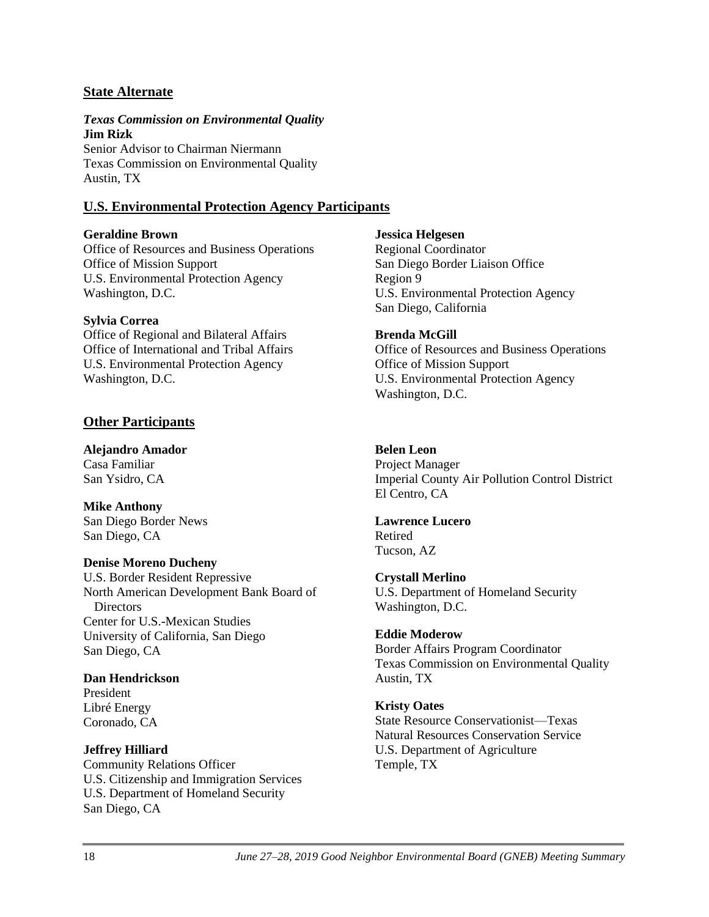## State Alternate

***Texas Commission on Environmental Quality***
**Jim Rizk**
Senior Advisor to Chairman Niermann
Texas Commission on Environmental Quality
Austin, TX

## U.S. Environmental Protection Agency Participants

**Geraldine Brown**
Office of Resources and Business Operations
Office of Mission Support
U.S. Environmental Protection Agency
Washington, D.C.

**Sylvia Correa**
Office of Regional and Bilateral Affairs
Office of International and Tribal Affairs
U.S. Environmental Protection Agency
Washington, D.C.

**Jessica Helgesen**
Regional Coordinator
San Diego Border Liaison Office
Region 9
U.S. Environmental Protection Agency
San Diego, California

**Brenda McGill**
Office of Resources and Business Operations
Office of Mission Support
U.S. Environmental Protection Agency
Washington, D.C.

## Other Participants

**Alejandro Amador**
Casa Familiar
San Ysidro, CA

**Mike Anthony**
San Diego Border News
San Diego, CA

**Denise Moreno Ducheny**
U.S. Border Resident Repressive
North American Development Bank Board of Directors
Center for U.S.-Mexican Studies
University of California, San Diego
San Diego, CA

**Dan Hendrickson**
President
Libré Energy
Coronado, CA

**Jeffrey Hilliard**
Community Relations Officer
U.S. Citizenship and Immigration Services
U.S. Department of Homeland Security
San Diego, CA

**Belen Leon**
Project Manager
Imperial County Air Pollution Control District
El Centro, CA

**Lawrence Lucero**
Retired
Tucson, AZ

**Crystall Merlino**
U.S. Department of Homeland Security
Washington, D.C.

**Eddie Moderow**
Border Affairs Program Coordinator
Texas Commission on Environmental Quality
Austin, TX

**Kristy Oates**
State Resource Conservationist—Texas
Natural Resources Conservation Service
U.S. Department of Agriculture
Temple, TX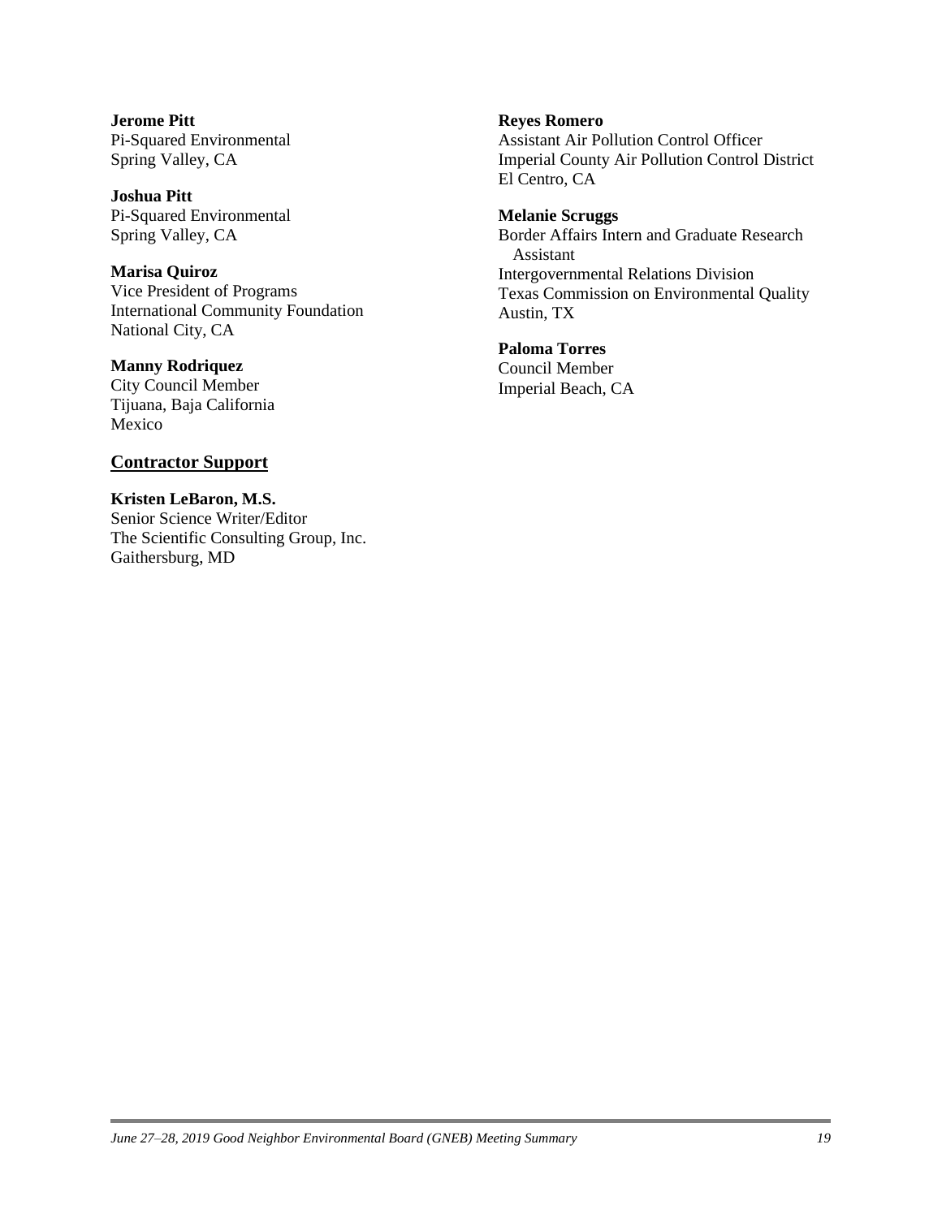**Jerome Pitt**
Pi-Squared Environmental
Spring Valley, CA

**Joshua Pitt**
Pi-Squared Environmental
Spring Valley, CA

**Marisa Quiroz**
Vice President of Programs
International Community Foundation
National City, CA

**Manny Rodriquez**
City Council Member
Tijuana, Baja California
Mexico

## Contractor Support

**Kristen LeBaron, M.S.**
Senior Science Writer/Editor
The Scientific Consulting Group, Inc.
Gaithersburg, MD

**Reyes Romero**
Assistant Air Pollution Control Officer
Imperial County Air Pollution Control District
El Centro, CA

**Melanie Scruggs**
Border Affairs Intern and Graduate Research Assistant
Intergovernmental Relations Division
Texas Commission on Environmental Quality
Austin, TX

**Paloma Torres**
Council Member
Imperial Beach, CA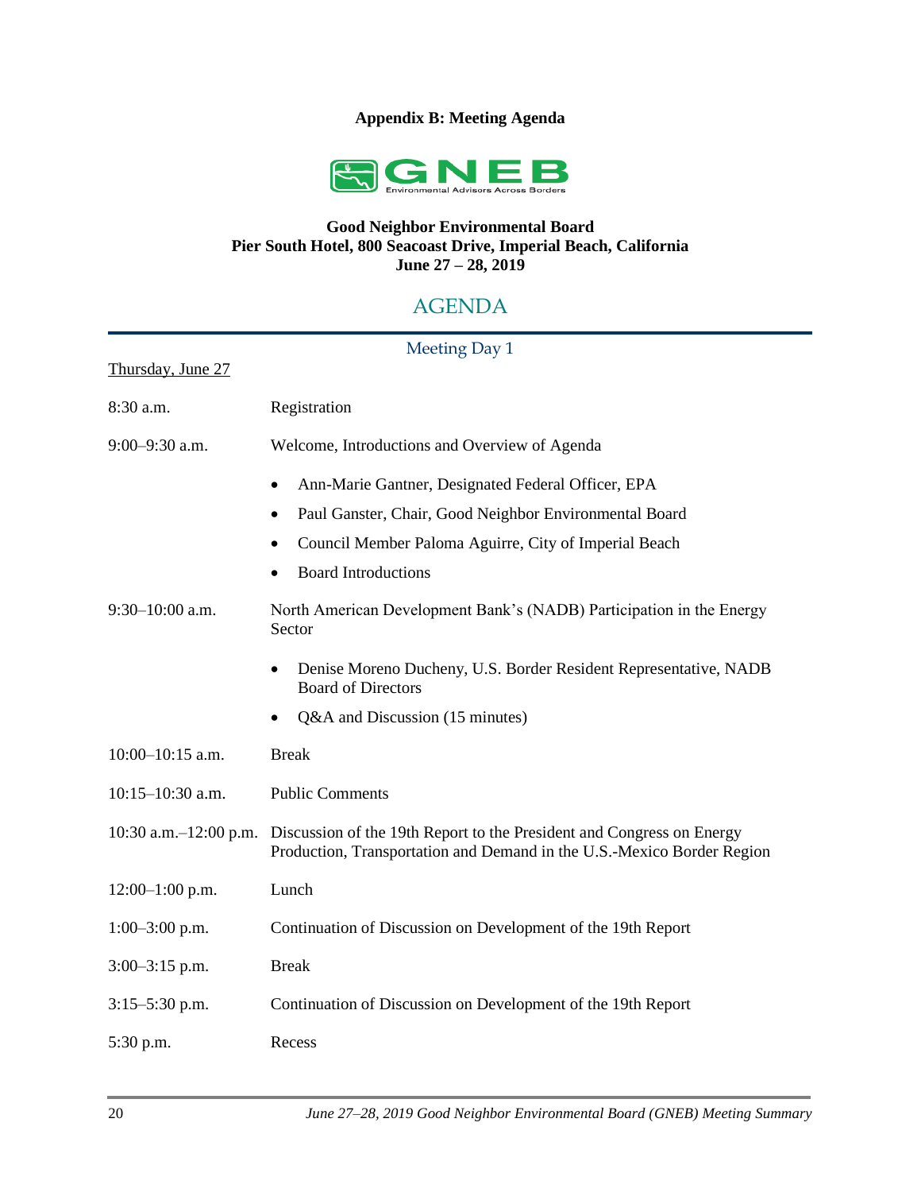# Appendix B: Meeting Agenda

**Good Neighbor Environmental Board**
**Pier South Hotel, 800 Seacoast Drive, Imperial Beach, California**
**June 27 – 28, 2019**

## AGENDA

### Meeting Day 1

Thursday, June 27

| | |
|---|---|
| 8:30 a.m. | Registration |
| 9:00–9:30 a.m. | Welcome, Introductions and Overview of Agenda<br>• Ann-Marie Gantner, Designated Federal Officer, EPA<br>• Paul Ganster, Chair, Good Neighbor Environmental Board<br>• Council Member Paloma Aguirre, City of Imperial Beach<br>• Board Introductions |
| 9:30–10:00 a.m. | North American Development Bank's (NADB) Participation in the Energy Sector<br>• Denise Moreno Ducheny, U.S. Border Resident Representative, NADB Board of Directors<br>• Q&A and Discussion (15 minutes) |
| 10:00–10:15 a.m. | Break |
| 10:15–10:30 a.m. | Public Comments |
| 10:30 a.m.–12:00 p.m. | Discussion of the 19th Report to the President and Congress on Energy Production, Transportation and Demand in the U.S.-Mexico Border Region |
| 12:00–1:00 p.m. | Lunch |
| 1:00–3:00 p.m. | Continuation of Discussion on Development of the 19th Report |
| 3:00–3:15 p.m. | Break |
| 3:15–5:30 p.m. | Continuation of Discussion on Development of the 19th Report |
| 5:30 p.m. | Recess |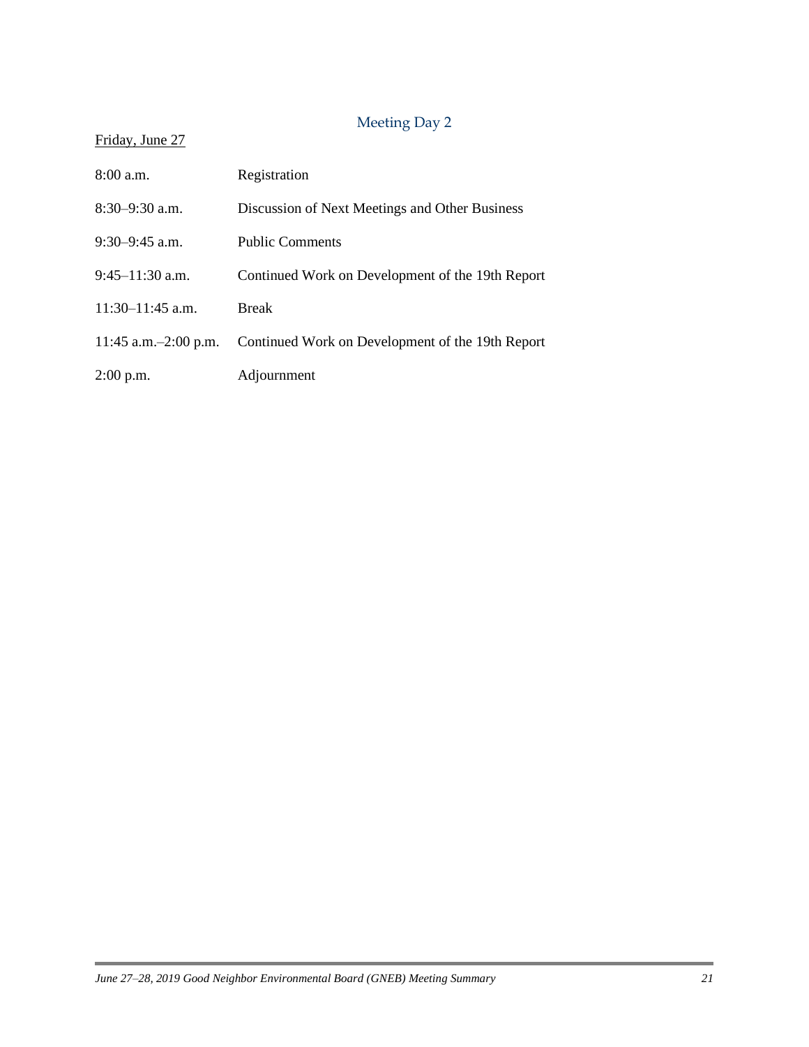## Meeting Day 2

Friday, June 27

| | |
|---|---|
| 8:00 a.m. | Registration |
| 8:30–9:30 a.m. | Discussion of Next Meetings and Other Business |
| 9:30–9:45 a.m. | Public Comments |
| 9:45–11:30 a.m. | Continued Work on Development of the 19th Report |
| 11:30–11:45 a.m. | Break |
| 11:45 a.m.–2:00 p.m. | Continued Work on Development of the 19th Report |
| 2:00 p.m. | Adjournment |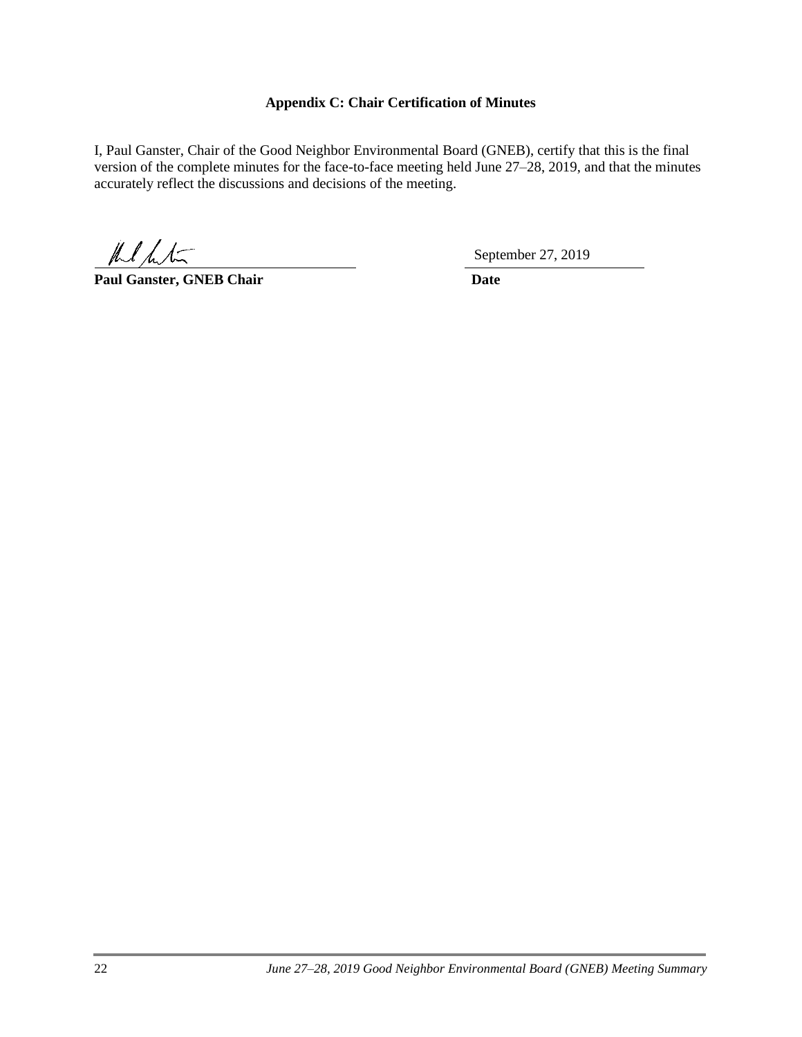**Appendix C: Chair Certification of Minutes**

I, Paul Ganster, Chair of the Good Neighbor Environmental Board (GNEB), certify that this is the final version of the complete minutes for the face-to-face meeting held June 27–28, 2019, and that the minutes accurately reflect the discussions and decisions of the meeting.

| | |
|---|---|
| ______________________________ | September 27, 2019 |
| **Paul Ganster, GNEB Chair** | **Date** |